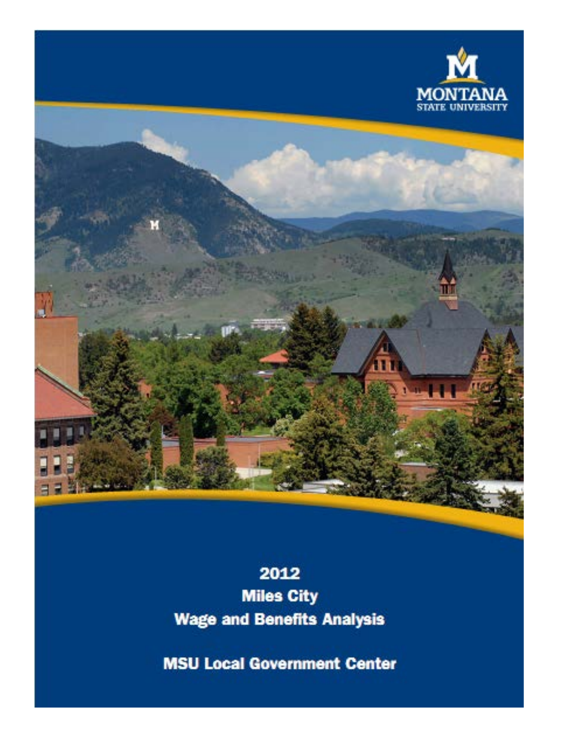MONTANA STATE UNIVERSITY

# 2012
# Miles City
# Wage and Benefits Analysis

## MSU Local Government Center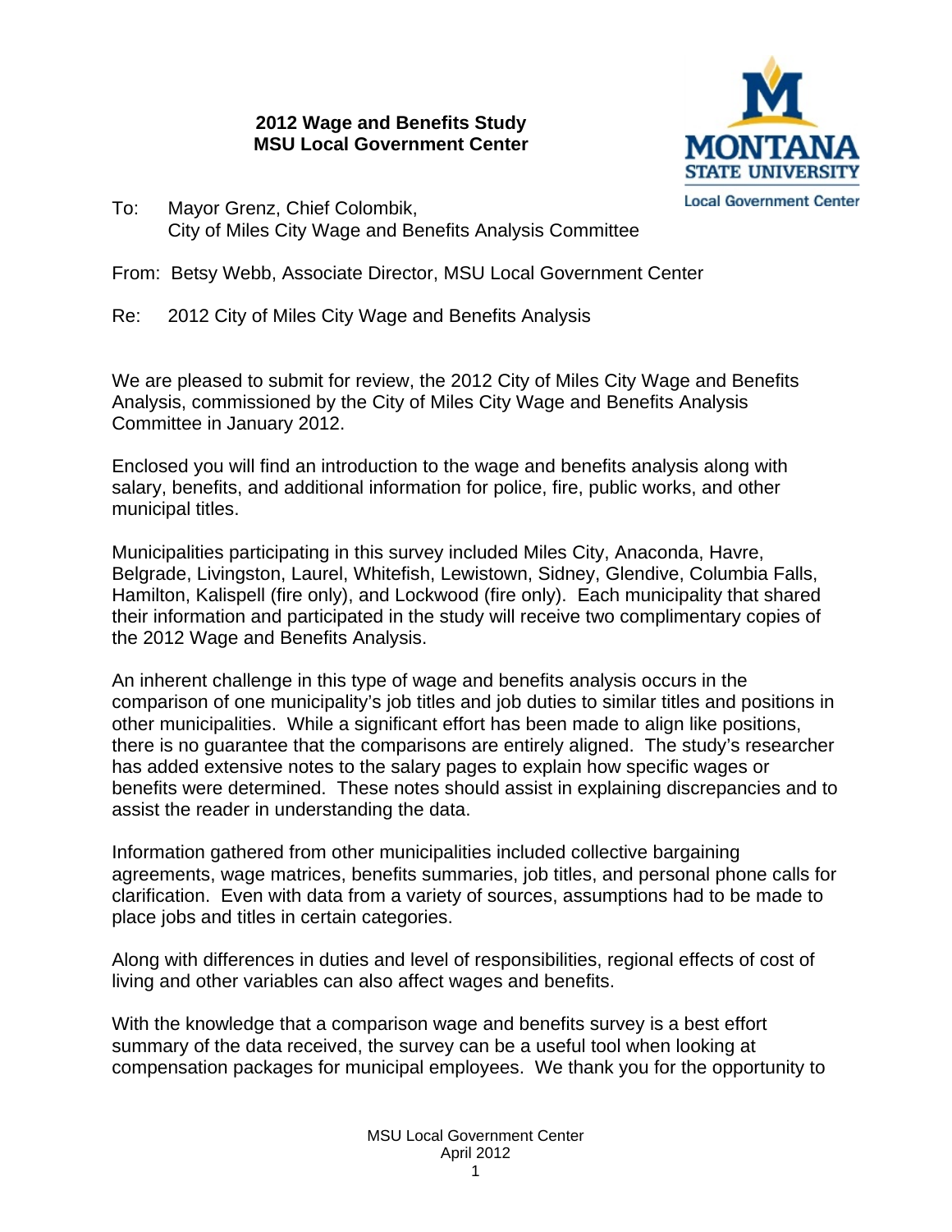**2012 Wage and Benefits Study**
**MSU Local Government Center**

To: Mayor Grenz, Chief Colombik,
City of Miles City Wage and Benefits Analysis Committee

From: Betsy Webb, Associate Director, MSU Local Government Center

Re: 2012 City of Miles City Wage and Benefits Analysis

We are pleased to submit for review, the 2012 City of Miles City Wage and Benefits Analysis, commissioned by the City of Miles City Wage and Benefits Analysis Committee in January 2012.

Enclosed you will find an introduction to the wage and benefits analysis along with salary, benefits, and additional information for police, fire, public works, and other municipal titles.

Municipalities participating in this survey included Miles City, Anaconda, Havre, Belgrade, Livingston, Laurel, Whitefish, Lewistown, Sidney, Glendive, Columbia Falls, Hamilton, Kalispell (fire only), and Lockwood (fire only). Each municipality that shared their information and participated in the study will receive two complimentary copies of the 2012 Wage and Benefits Analysis.

An inherent challenge in this type of wage and benefits analysis occurs in the comparison of one municipality's job titles and job duties to similar titles and positions in other municipalities. While a significant effort has been made to align like positions, there is no guarantee that the comparisons are entirely aligned. The study's researcher has added extensive notes to the salary pages to explain how specific wages or benefits were determined. These notes should assist in explaining discrepancies and to assist the reader in understanding the data.

Information gathered from other municipalities included collective bargaining agreements, wage matrices, benefits summaries, job titles, and personal phone calls for clarification. Even with data from a variety of sources, assumptions had to be made to place jobs and titles in certain categories.

Along with differences in duties and level of responsibilities, regional effects of cost of living and other variables can also affect wages and benefits.

With the knowledge that a comparison wage and benefits survey is a best effort summary of the data received, the survey can be a useful tool when looking at compensation packages for municipal employees. We thank you for the opportunity to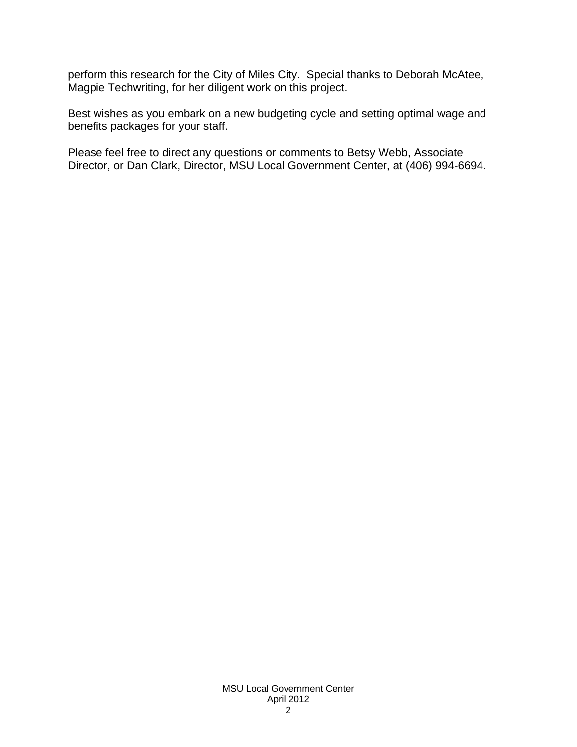perform this research for the City of Miles City. Special thanks to Deborah McAtee, Magpie Techwriting, for her diligent work on this project.

Best wishes as you embark on a new budgeting cycle and setting optimal wage and benefits packages for your staff.

Please feel free to direct any questions or comments to Betsy Webb, Associate Director, or Dan Clark, Director, MSU Local Government Center, at (406) 994-6694.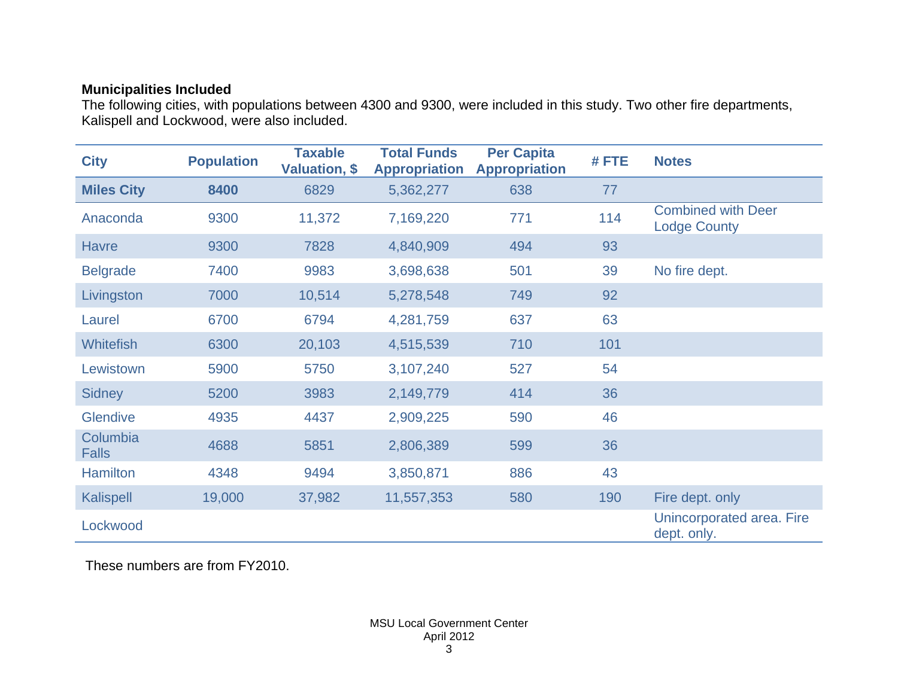**Municipalities Included**

The following cities, with populations between 4300 and 9300, were included in this study. Two other fire departments, Kalispell and Lockwood, were also included.

| City | Population | Taxable Valuation, $ | Total Funds Appropriation | Per Capita Appropriation | # FTE | Notes |
|---|---|---|---|---|---|---|
| **Miles City** | **8400** | 6829 | 5,362,277 | 638 | 77 | |
| Anaconda | 9300 | 11,372 | 7,169,220 | 771 | 114 | Combined with Deer Lodge County |
| Havre | 9300 | 7828 | 4,840,909 | 494 | 93 | |
| Belgrade | 7400 | 9983 | 3,698,638 | 501 | 39 | No fire dept. |
| Livingston | 7000 | 10,514 | 5,278,548 | 749 | 92 | |
| Laurel | 6700 | 6794 | 4,281,759 | 637 | 63 | |
| Whitefish | 6300 | 20,103 | 4,515,539 | 710 | 101 | |
| Lewistown | 5900 | 5750 | 3,107,240 | 527 | 54 | |
| Sidney | 5200 | 3983 | 2,149,779 | 414 | 36 | |
| Glendive | 4935 | 4437 | 2,909,225 | 590 | 46 | |
| Columbia Falls | 4688 | 5851 | 2,806,389 | 599 | 36 | |
| Hamilton | 4348 | 9494 | 3,850,871 | 886 | 43 | |
| Kalispell | 19,000 | 37,982 | 11,557,353 | 580 | 190 | Fire dept. only |
| Lockwood | | | | | | Unincorporated area. Fire dept. only. |

These numbers are from FY2010.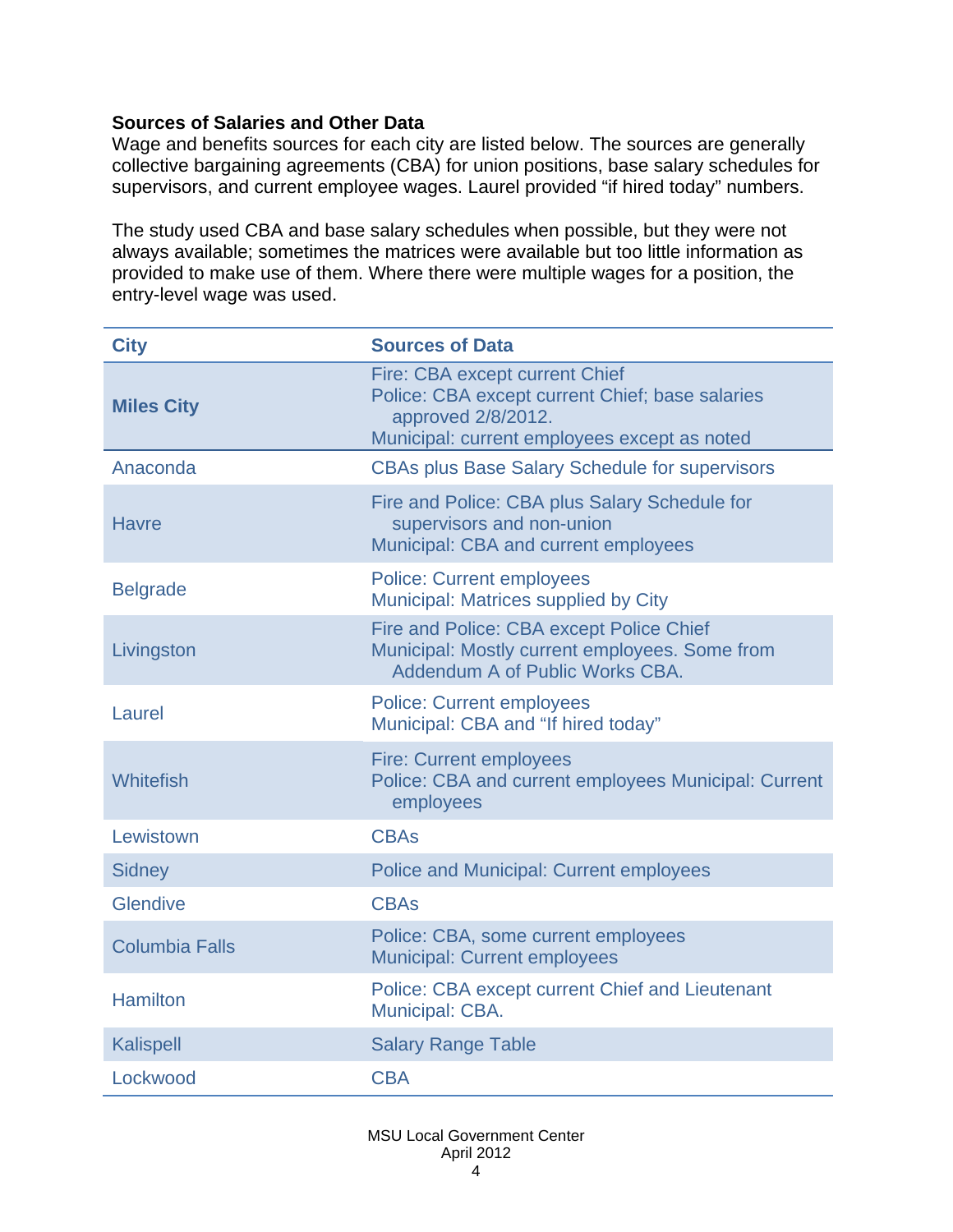**Sources of Salaries and Other Data**

Wage and benefits sources for each city are listed below. The sources are generally collective bargaining agreements (CBA) for union positions, base salary schedules for supervisors, and current employee wages. Laurel provided "if hired today" numbers.

The study used CBA and base salary schedules when possible, but they were not always available; sometimes the matrices were available but too little information as provided to make use of them. Where there were multiple wages for a position, the entry-level wage was used.

| City | Sources of Data |
|---|---|
| **Miles City** | Fire: CBA except current Chief<br>Police: CBA except current Chief; base salaries approved 2/8/2012.<br>Municipal: current employees except as noted |
| Anaconda | CBAs plus Base Salary Schedule for supervisors |
| Havre | Fire and Police: CBA plus Salary Schedule for supervisors and non-union<br>Municipal: CBA and current employees |
| Belgrade | Police: Current employees<br>Municipal: Matrices supplied by City |
| Livingston | Fire and Police: CBA except Police Chief<br>Municipal: Mostly current employees. Some from Addendum A of Public Works CBA. |
| Laurel | Police: Current employees<br>Municipal: CBA and "If hired today" |
| Whitefish | Fire: Current employees<br>Police: CBA and current employees Municipal: Current employees |
| Lewistown | CBAs |
| Sidney | Police and Municipal: Current employees |
| Glendive | CBAs |
| Columbia Falls | Police: CBA, some current employees<br>Municipal: Current employees |
| Hamilton | Police: CBA except current Chief and Lieutenant<br>Municipal: CBA. |
| Kalispell | Salary Range Table |
| Lockwood | CBA |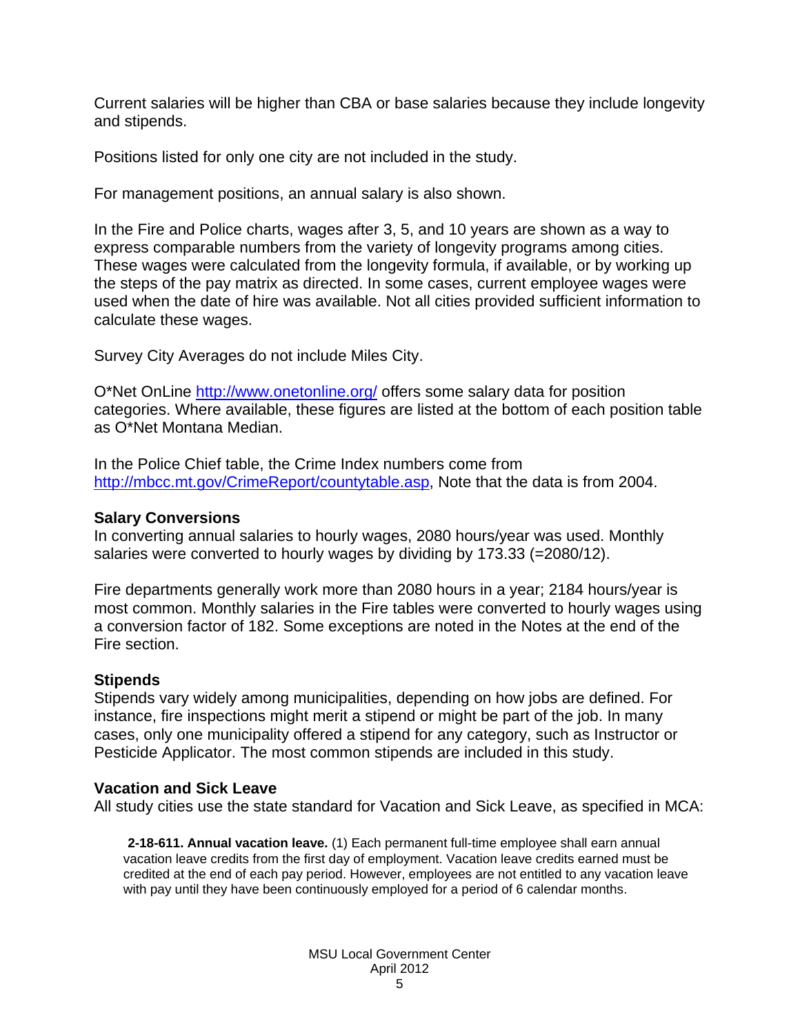Current salaries will be higher than CBA or base salaries because they include longevity and stipends.

Positions listed for only one city are not included in the study.

For management positions, an annual salary is also shown.

In the Fire and Police charts, wages after 3, 5, and 10 years are shown as a way to express comparable numbers from the variety of longevity programs among cities. These wages were calculated from the longevity formula, if available, or by working up the steps of the pay matrix as directed. In some cases, current employee wages were used when the date of hire was available. Not all cities provided sufficient information to calculate these wages.

Survey City Averages do not include Miles City.

O*Net OnLine http://www.onetonline.org/ offers some salary data for position categories. Where available, these figures are listed at the bottom of each position table as O*Net Montana Median.

In the Police Chief table, the Crime Index numbers come from http://mbcc.mt.gov/CrimeReport/countytable.asp, Note that the data is from 2004.

### Salary Conversions

In converting annual salaries to hourly wages, 2080 hours/year was used. Monthly salaries were converted to hourly wages by dividing by 173.33 (=2080/12).

Fire departments generally work more than 2080 hours in a year; 2184 hours/year is most common. Monthly salaries in the Fire tables were converted to hourly wages using a conversion factor of 182. Some exceptions are noted in the Notes at the end of the Fire section.

### Stipends

Stipends vary widely among municipalities, depending on how jobs are defined. For instance, fire inspections might merit a stipend or might be part of the job. In many cases, only one municipality offered a stipend for any category, such as Instructor or Pesticide Applicator. The most common stipends are included in this study.

### Vacation and Sick Leave

All study cities use the state standard for Vacation and Sick Leave, as specified in MCA:

> **2-18-611. Annual vacation leave.** (1) Each permanent full-time employee shall earn annual vacation leave credits from the first day of employment. Vacation leave credits earned must be credited at the end of each pay period. However, employees are not entitled to any vacation leave with pay until they have been continuously employed for a period of 6 calendar months.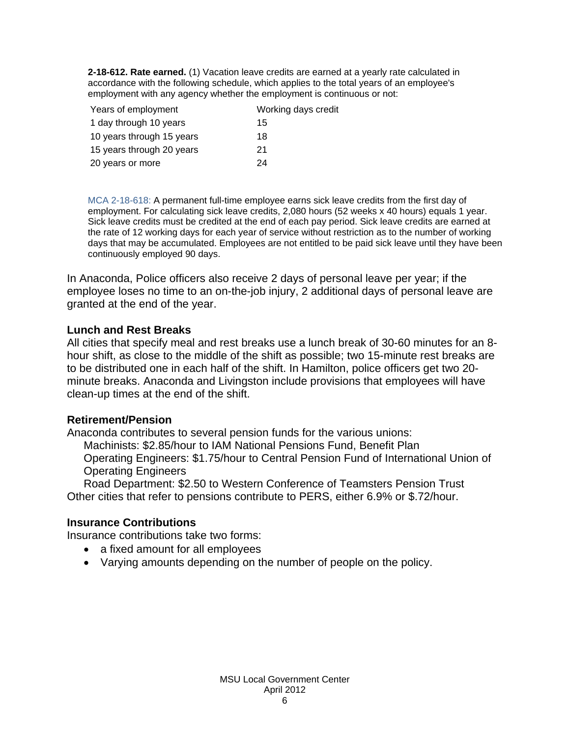**2-18-612. Rate earned.** (1) Vacation leave credits are earned at a yearly rate calculated in accordance with the following schedule, which applies to the total years of an employee's employment with any agency whether the employment is continuous or not:

| Years of employment | Working days credit |
|---|---|
| 1 day through 10 years | 15 |
| 10 years through 15 years | 18 |
| 15 years through 20 years | 21 |
| 20 years or more | 24 |

MCA 2-18-618: A permanent full-time employee earns sick leave credits from the first day of employment. For calculating sick leave credits, 2,080 hours (52 weeks x 40 hours) equals 1 year. Sick leave credits must be credited at the end of each pay period. Sick leave credits are earned at the rate of 12 working days for each year of service without restriction as to the number of working days that may be accumulated. Employees are not entitled to be paid sick leave until they have been continuously employed 90 days.

In Anaconda, Police officers also receive 2 days of personal leave per year; if the employee loses no time to an on-the-job injury, 2 additional days of personal leave are granted at the end of the year.

### Lunch and Rest Breaks

All cities that specify meal and rest breaks use a lunch break of 30-60 minutes for an 8-hour shift, as close to the middle of the shift as possible; two 15-minute rest breaks are to be distributed one in each half of the shift. In Hamilton, police officers get two 20-minute breaks. Anaconda and Livingston include provisions that employees will have clean-up times at the end of the shift.

### Retirement/Pension

Anaconda contributes to several pension funds for the various unions:

Machinists: $2.85/hour to IAM National Pensions Fund, Benefit Plan

Operating Engineers: $1.75/hour to Central Pension Fund of International Union of Operating Engineers

Road Department: $2.50 to Western Conference of Teamsters Pension Trust

Other cities that refer to pensions contribute to PERS, either 6.9% or $.72/hour.

### Insurance Contributions

Insurance contributions take two forms:

- a fixed amount for all employees
- Varying amounts depending on the number of people on the policy.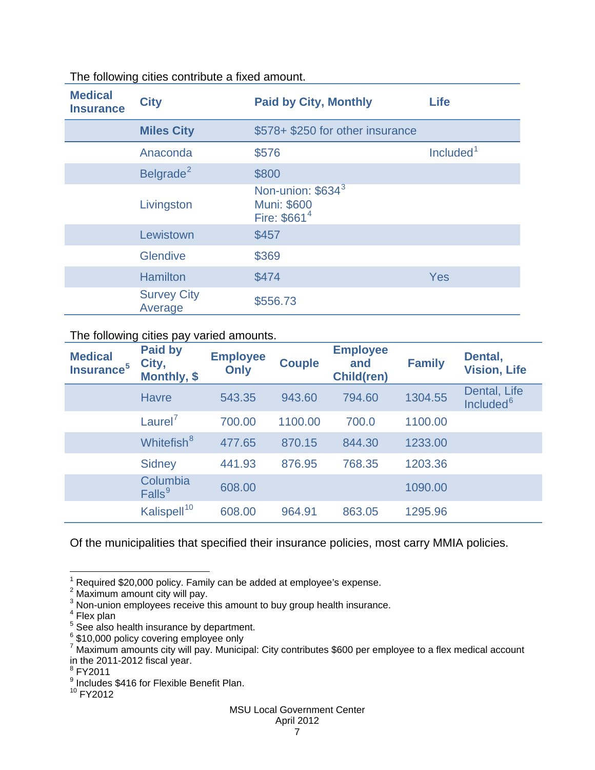The following cities contribute a fixed amount.

| Medical Insurance | City | Paid by City, Monthly | Life |
|---|---|---|---|
| | **Miles City** | $578+ $250 for other insurance | |
| | Anaconda | $576 | Included[1] |
| | Belgrade[2] | $800 | |
| | Livingston | Non-union: $634[3]<br>Muni: $600<br>Fire: $661[4] | |
| | Lewistown | $457 | |
| | Glendive | $369 | |
| | Hamilton | $474 | Yes |
| | Survey City Average | $556.73 | |

The following cities pay varied amounts.

| Medical Insurance[5] | Paid by City, Monthly, $ | Employee Only | Couple | Employee and Child(ren) | Family | Dental, Vision, Life |
|---|---|---|---|---|---|---|
| | Havre | 543.35 | 943.60 | 794.60 | 1304.55 | Dental, Life Included[6] |
| | Laurel[7] | 700.00 | 1100.00 | 700.0 | 1100.00 | |
| | Whitefish[8] | 477.65 | 870.15 | 844.30 | 1233.00 | |
| | Sidney | 441.93 | 876.95 | 768.35 | 1203.36 | |
| | Columbia Falls[9] | 608.00 | | | 1090.00 | |
| | Kalispell[10] | 608.00 | 964.91 | 863.05 | 1295.96 | |

Of the municipalities that specified their insurance policies, most carry MMIA policies.

[1] Required $20,000 policy. Family can be added at employee's expense.
[2] Maximum amount city will pay.
[3] Non-union employees receive this amount to buy group health insurance.
[4] Flex plan
[5] See also health insurance by department.
[6] $10,000 policy covering employee only
[7] Maximum amounts city will pay. Municipal: City contributes $600 per employee to a flex medical account in the 2011-2012 fiscal year.
[8] FY2011
[9] Includes $416 for Flexible Benefit Plan.
[10] FY2012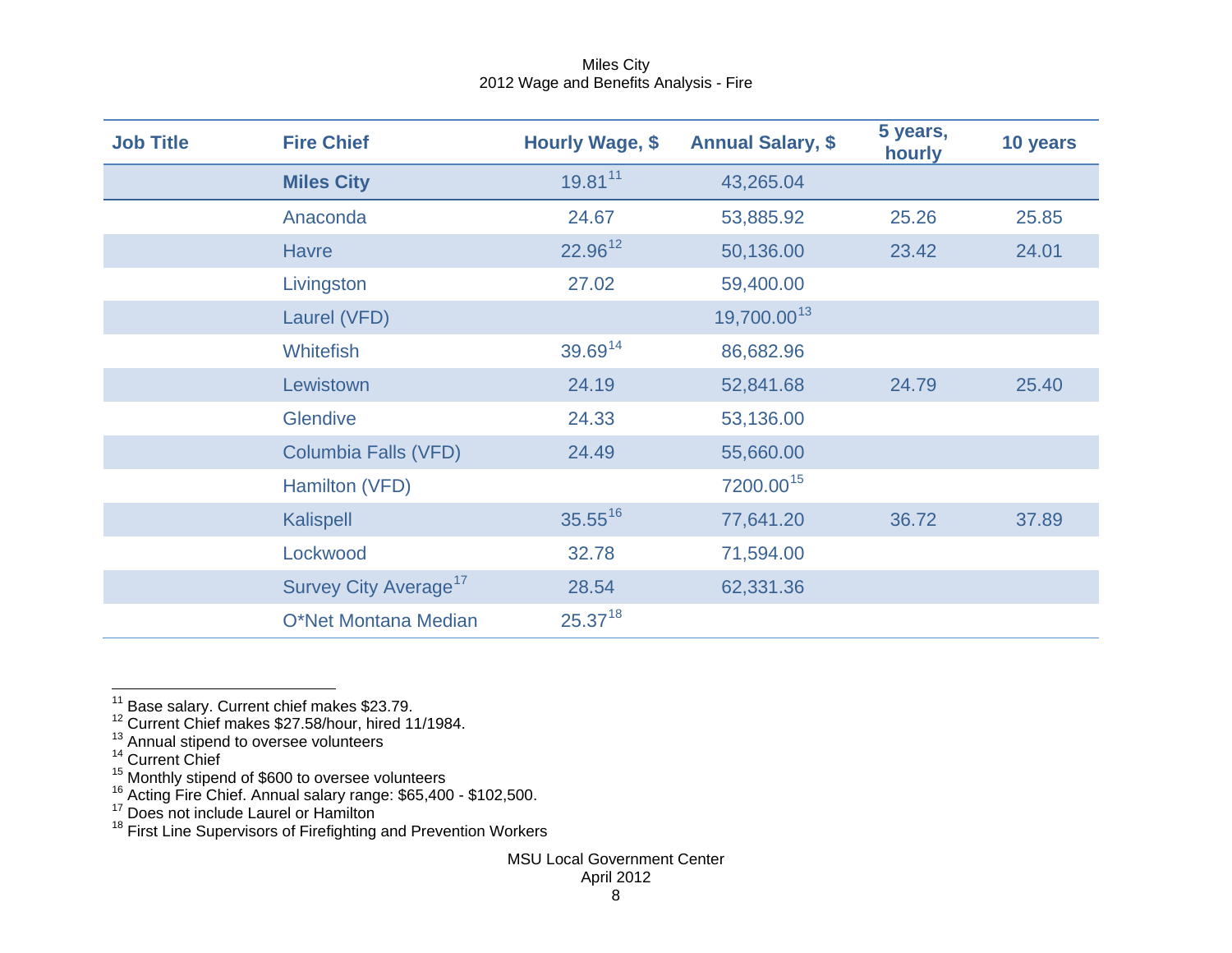Miles City
2012 Wage and Benefits Analysis - Fire

| Job Title | Fire Chief | Hourly Wage, $ | Annual Salary, $ | 5 years, hourly | 10 years |
|---|---|---|---|---|---|
| | **Miles City** | 19.81[11] | 43,265.04 | | |
| | Anaconda | 24.67 | 53,885.92 | 25.26 | 25.85 |
| | Havre | 22.96[12] | 50,136.00 | 23.42 | 24.01 |
| | Livingston | 27.02 | 59,400.00 | | |
| | Laurel (VFD) | | 19,700.00[13] | | |
| | Whitefish | 39.69[14] | 86,682.96 | | |
| | Lewistown | 24.19 | 52,841.68 | 24.79 | 25.40 |
| | Glendive | 24.33 | 53,136.00 | | |
| | Columbia Falls (VFD) | 24.49 | 55,660.00 | | |
| | Hamilton (VFD) | | 7200.00[15] | | |
| | Kalispell | 35.55[16] | 77,641.20 | 36.72 | 37.89 |
| | Lockwood | 32.78 | 71,594.00 | | |
| | Survey City Average[17] | 28.54 | 62,331.36 | | |
| | O*Net Montana Median | 25.37[18] | | | |

[11] Base salary. Current chief makes $23.79.
[12] Current Chief makes $27.58/hour, hired 11/1984.
[13] Annual stipend to oversee volunteers
[14] Current Chief
[15] Monthly stipend of $600 to oversee volunteers
[16] Acting Fire Chief. Annual salary range: $65,400 - $102,500.
[17] Does not include Laurel or Hamilton
[18] First Line Supervisors of Firefighting and Prevention Workers

MSU Local Government Center
April 2012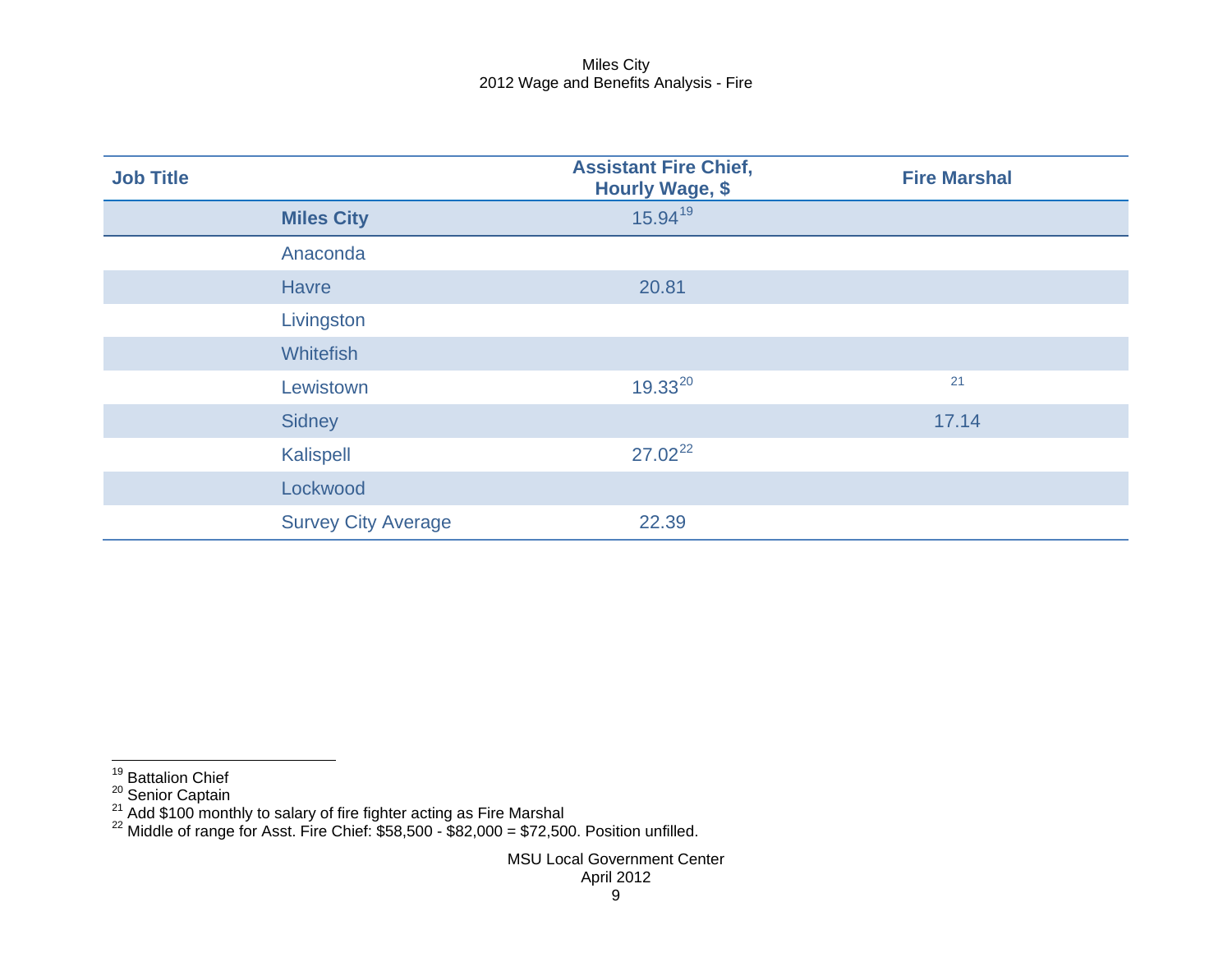Miles City
2012 Wage and Benefits Analysis - Fire

| Job Title | | Assistant Fire Chief, Hourly Wage, $ | Fire Marshal |
|---|---|---|---|
| | **Miles City** | 15.94[19] | |
| | Anaconda | | |
| | Havre | 20.81 | |
| | Livingston | | |
| | Whitefish | | |
| | Lewistown | 19.33[20] | [21] |
| | Sidney | | 17.14 |
| | Kalispell | 27.02[22] | |
| | Lockwood | | |
| | Survey City Average | 22.39 | |

[19] Battalion Chief
[20] Senior Captain
[21] Add $100 monthly to salary of fire fighter acting as Fire Marshal
[22] Middle of range for Asst. Fire Chief: $58,500 - $82,000 = $72,500. Position unfilled.

MSU Local Government Center
April 2012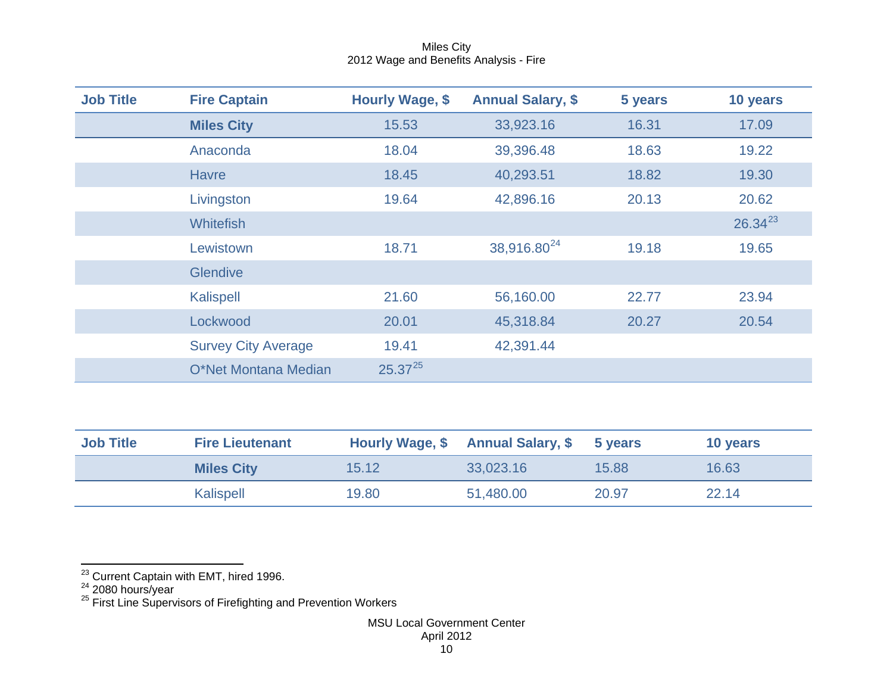Miles City
2012 Wage and Benefits Analysis - Fire

| Job Title | Fire Captain | Hourly Wage, $ | Annual Salary, $ | 5 years | 10 years |
|---|---|---|---|---|---|
| | **Miles City** | 15.53 | 33,923.16 | 16.31 | 17.09 |
| | Anaconda | 18.04 | 39,396.48 | 18.63 | 19.22 |
| | Havre | 18.45 | 40,293.51 | 18.82 | 19.30 |
| | Livingston | 19.64 | 42,896.16 | 20.13 | 20.62 |
| | Whitefish | | | | 26.34[23] |
| | Lewistown | 18.71 | 38,916.80[24] | 19.18 | 19.65 |
| | Glendive | | | | |
| | Kalispell | 21.60 | 56,160.00 | 22.77 | 23.94 |
| | Lockwood | 20.01 | 45,318.84 | 20.27 | 20.54 |
| | Survey City Average | 19.41 | 42,391.44 | | |
| | O*Net Montana Median | 25.37[25] | | | |

| Job Title | Fire Lieutenant | Hourly Wage, $ | Annual Salary, $ | 5 years | 10 years |
|---|---|---|---|---|---|
| | **Miles City** | 15.12 | 33,023.16 | 15.88 | 16.63 |
| | Kalispell | 19.80 | 51,480.00 | 20.97 | 22.14 |

[23] Current Captain with EMT, hired 1996.
[24] 2080 hours/year
[25] First Line Supervisors of Firefighting and Prevention Workers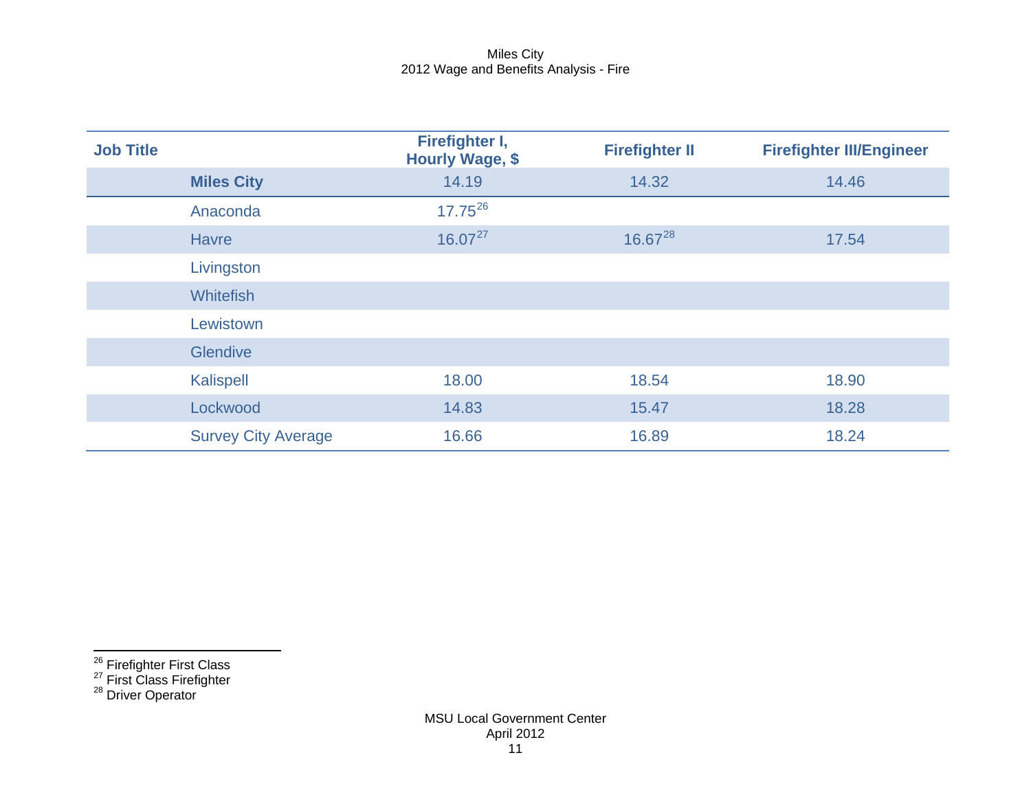Miles City
2012 Wage and Benefits Analysis - Fire

| Job Title | | Firefighter I, Hourly Wage, $ | Firefighter II | Firefighter III/Engineer |
|---|---|---|---|---|
| | **Miles City** | 14.19 | 14.32 | 14.46 |
| | Anaconda | 17.75[26] | | |
| | Havre | 16.07[27] | 16.67[28] | 17.54 |
| | Livingston | | | |
| | Whitefish | | | |
| | Lewistown | | | |
| | Glendive | | | |
| | Kalispell | 18.00 | 18.54 | 18.90 |
| | Lockwood | 14.83 | 15.47 | 18.28 |
| | Survey City Average | 16.66 | 16.89 | 18.24 |

[26] Firefighter First Class
[27] First Class Firefighter
[28] Driver Operator

MSU Local Government Center
April 2012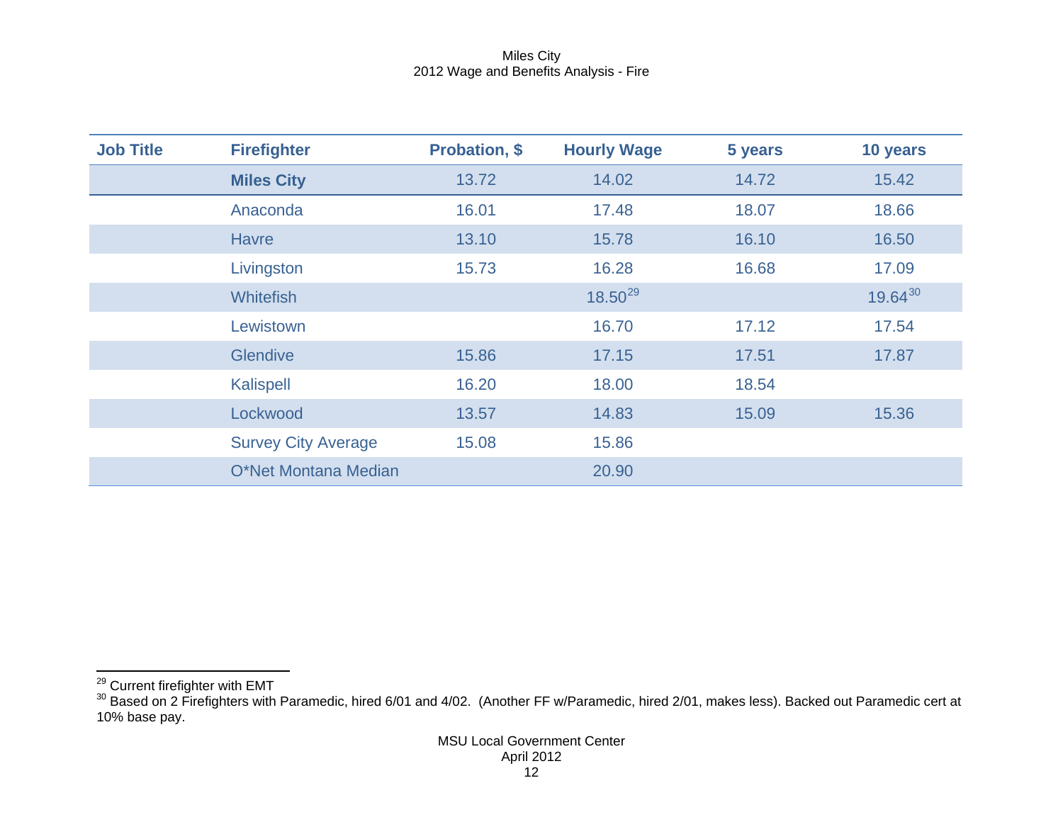Miles City
2012 Wage and Benefits Analysis - Fire

| Job Title | Firefighter | Probation, $ | Hourly Wage | 5 years | 10 years |
|---|---|---|---|---|---|
| | **Miles City** | 13.72 | 14.02 | 14.72 | 15.42 |
| | Anaconda | 16.01 | 17.48 | 18.07 | 18.66 |
| | Havre | 13.10 | 15.78 | 16.10 | 16.50 |
| | Livingston | 15.73 | 16.28 | 16.68 | 17.09 |
| | Whitefish | | 18.50[29] | | 19.64[30] |
| | Lewistown | | 16.70 | 17.12 | 17.54 |
| | Glendive | 15.86 | 17.15 | 17.51 | 17.87 |
| | Kalispell | 16.20 | 18.00 | 18.54 | |
| | Lockwood | 13.57 | 14.83 | 15.09 | 15.36 |
| | Survey City Average | 15.08 | 15.86 | | |
| | O*Net Montana Median | | 20.90 | | |

[29] Current firefighter with EMT

[30] Based on 2 Firefighters with Paramedic, hired 6/01 and 4/02. (Another FF w/Paramedic, hired 2/01, makes less). Backed out Paramedic cert at 10% base pay.

MSU Local Government Center
April 2012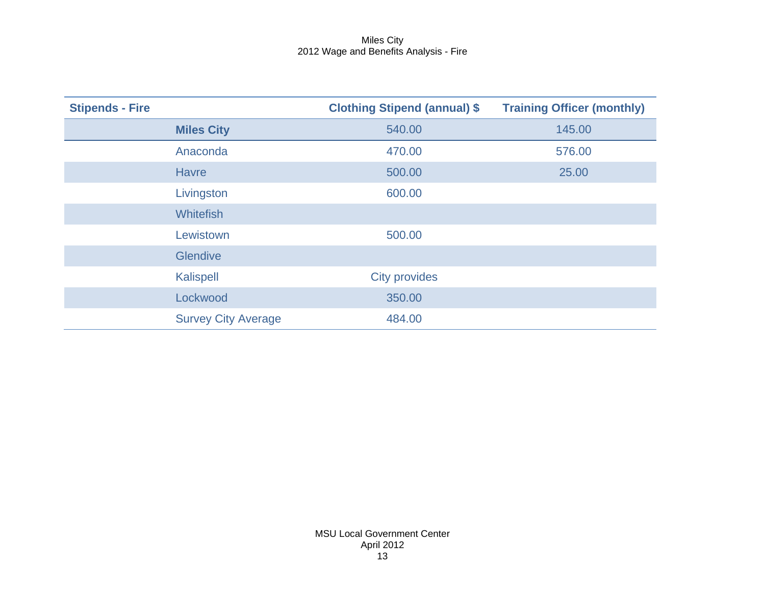Miles City
2012 Wage and Benefits Analysis - Fire

| Stipends - Fire | | Clothing Stipend (annual) $ | Training Officer (monthly) |
|---|---|---|---|
| | **Miles City** | 540.00 | 145.00 |
| | Anaconda | 470.00 | 576.00 |
| | Havre | 500.00 | 25.00 |
| | Livingston | 600.00 | |
| | Whitefish | | |
| | Lewistown | 500.00 | |
| | Glendive | | |
| | Kalispell | City provides | |
| | Lockwood | 350.00 | |
| | Survey City Average | 484.00 | |

MSU Local Government Center
April 2012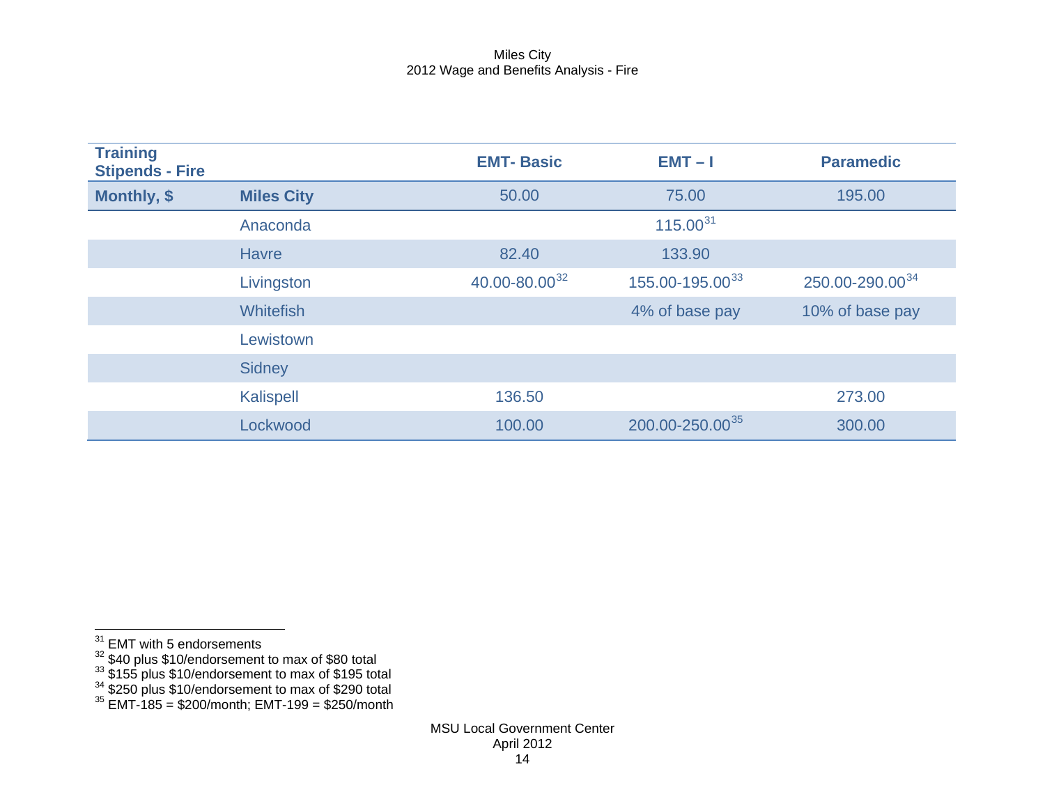| Training Stipends - Fire | | EMT- Basic | EMT – I | Paramedic |
|---|---|---|---|---|
| **Monthly, $** | **Miles City** | 50.00 | 75.00 | 195.00 |
| | Anaconda | | 115.00[31] | |
| | Havre | 82.40 | 133.90 | |
| | Livingston | 40.00-80.00[32] | 155.00-195.00[33] | 250.00-290.00[34] |
| | Whitefish | | 4% of base pay | 10% of base pay |
| | Lewistown | | | |
| | Sidney | | | |
| | Kalispell | 136.50 | | 273.00 |
| | Lockwood | 100.00 | 200.00-250.00[35] | 300.00 |

[31] EMT with 5 endorsements
[32] $40 plus $10/endorsement to max of $80 total
[33] $155 plus $10/endorsement to max of $195 total
[34] $250 plus $10/endorsement to max of $290 total
[35] EMT-185 = $200/month; EMT-199 = $250/month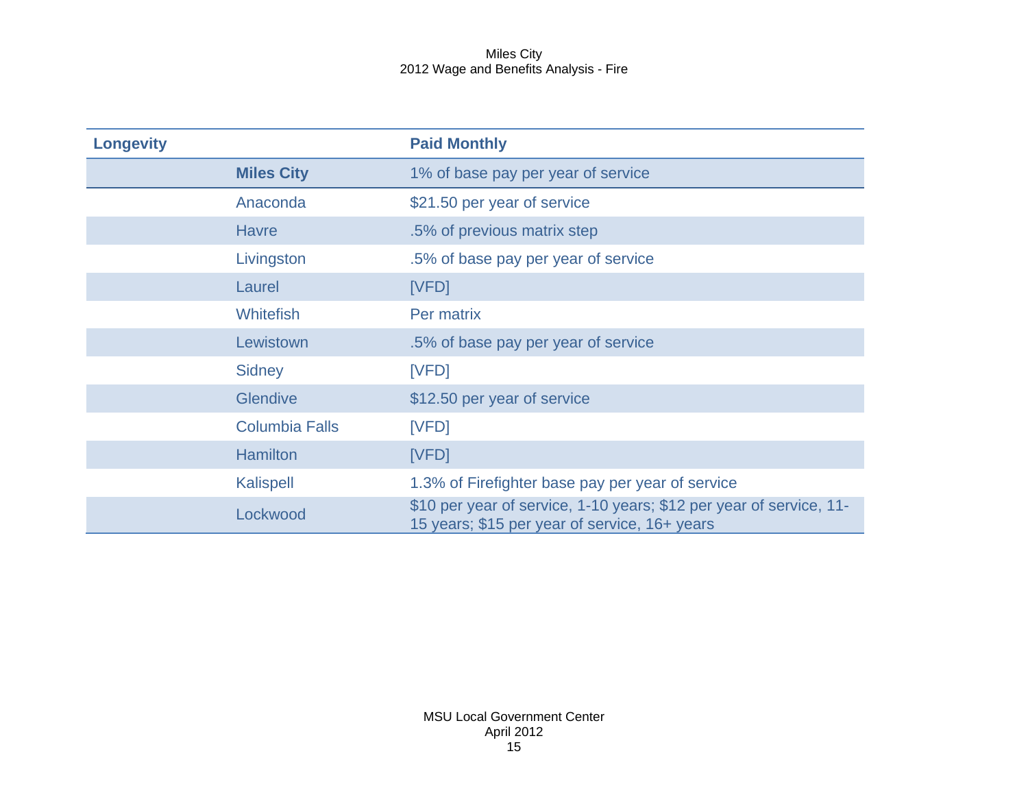Miles City
2012 Wage and Benefits Analysis - Fire

| Longevity | | Paid Monthly |
|---|---|---|
| | **Miles City** | 1% of base pay per year of service |
| | Anaconda | $21.50 per year of service |
| | Havre | .5% of previous matrix step |
| | Livingston | .5% of base pay per year of service |
| | Laurel | [VFD] |
| | Whitefish | Per matrix |
| | Lewistown | .5% of base pay per year of service |
| | Sidney | [VFD] |
| | Glendive | $12.50 per year of service |
| | Columbia Falls | [VFD] |
| | Hamilton | [VFD] |
| | Kalispell | 1.3% of Firefighter base pay per year of service |
| | Lockwood | $10 per year of service, 1-10 years; $12 per year of service, 11-15 years; $15 per year of service, 16+ years |

MSU Local Government Center
April 2012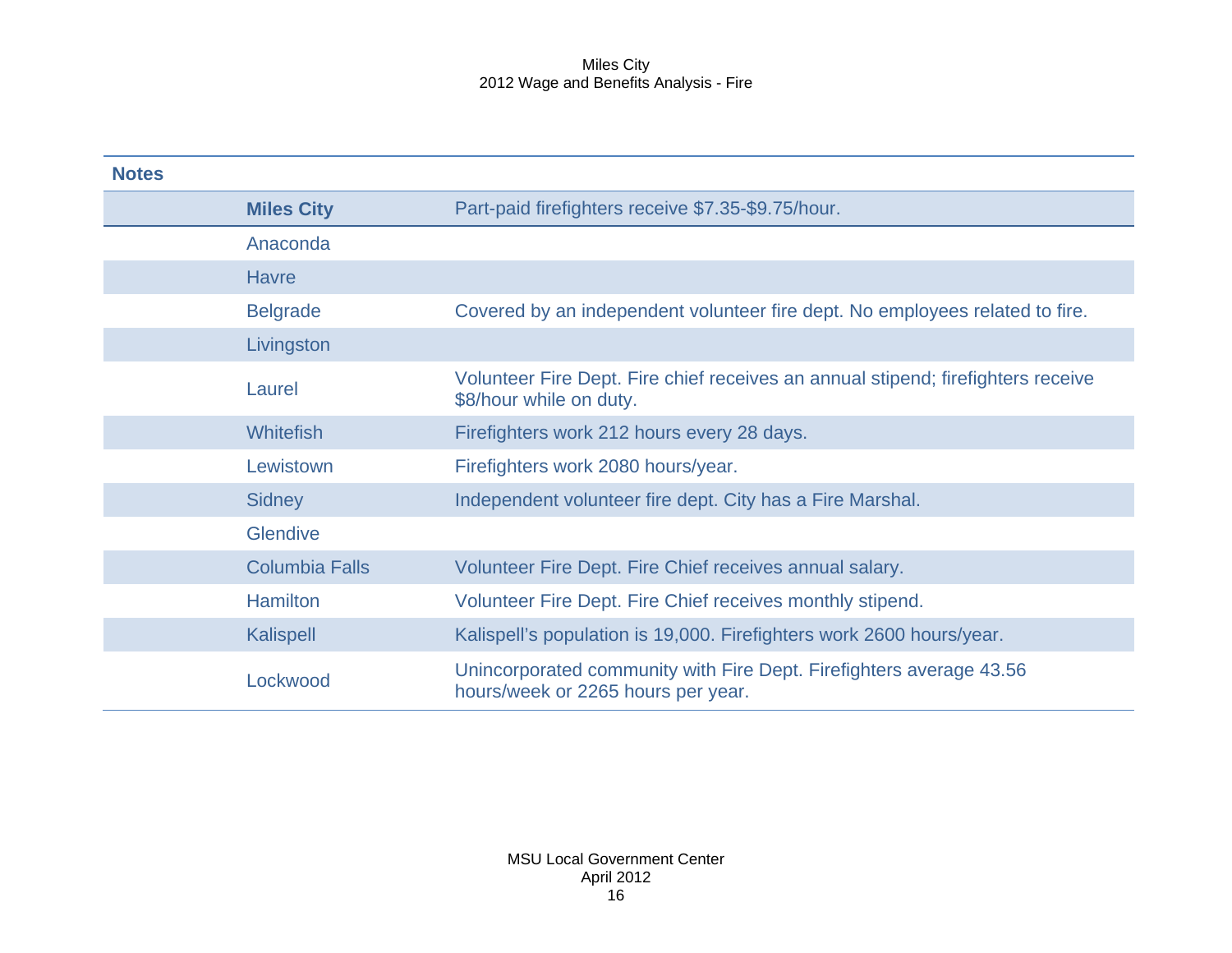| Notes | | |
|---|---|---|
| | **Miles City** | Part-paid firefighters receive $7.35-$9.75/hour. |
| | Anaconda | |
| | Havre | |
| | Belgrade | Covered by an independent volunteer fire dept. No employees related to fire. |
| | Livingston | |
| | Laurel | Volunteer Fire Dept. Fire chief receives an annual stipend; firefighters receive $8/hour while on duty. |
| | Whitefish | Firefighters work 212 hours every 28 days. |
| | Lewistown | Firefighters work 2080 hours/year. |
| | Sidney | Independent volunteer fire dept. City has a Fire Marshal. |
| | Glendive | |
| | Columbia Falls | Volunteer Fire Dept. Fire Chief receives annual salary. |
| | Hamilton | Volunteer Fire Dept. Fire Chief receives monthly stipend. |
| | Kalispell | Kalispell's population is 19,000. Firefighters work 2600 hours/year. |
| | Lockwood | Unincorporated community with Fire Dept. Firefighters average 43.56 hours/week or 2265 hours per year. |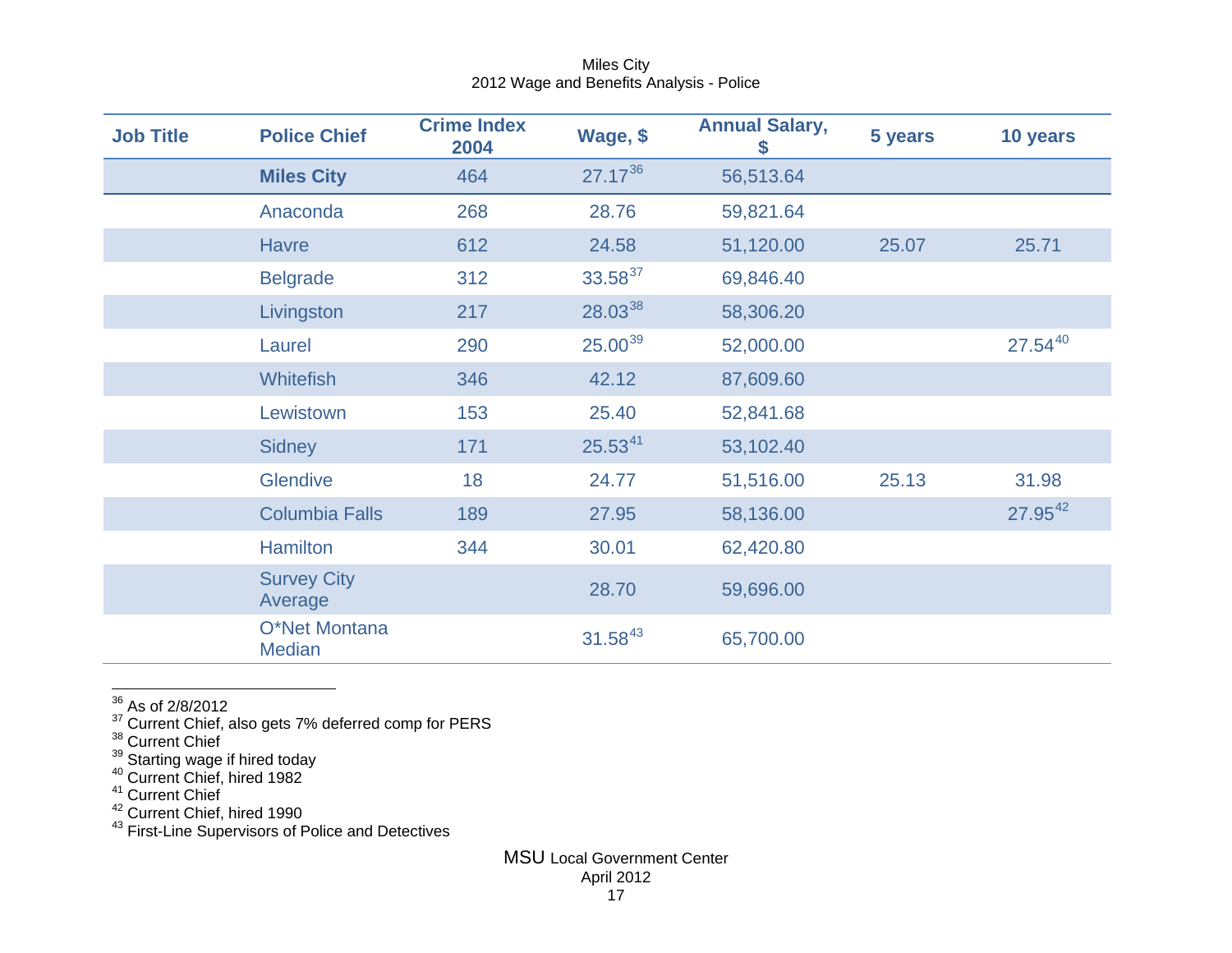Miles City
2012 Wage and Benefits Analysis - Police

| Job Title | Police Chief | Crime Index 2004 | Wage, $ | Annual Salary, $ | 5 years | 10 years |
|---|---|---|---|---|---|---|
| | **Miles City** | 464 | 27.17[36] | 56,513.64 | | |
| | Anaconda | 268 | 28.76 | 59,821.64 | | |
| | Havre | 612 | 24.58 | 51,120.00 | 25.07 | 25.71 |
| | Belgrade | 312 | 33.58[37] | 69,846.40 | | |
| | Livingston | 217 | 28.03[38] | 58,306.20 | | |
| | Laurel | 290 | 25.00[39] | 52,000.00 | | 27.54[40] |
| | Whitefish | 346 | 42.12 | 87,609.60 | | |
| | Lewistown | 153 | 25.40 | 52,841.68 | | |
| | Sidney | 171 | 25.53[41] | 53,102.40 | | |
| | Glendive | 18 | 24.77 | 51,516.00 | 25.13 | 31.98 |
| | Columbia Falls | 189 | 27.95 | 58,136.00 | | 27.95[42] |
| | Hamilton | 344 | 30.01 | 62,420.80 | | |
| | Survey City Average | | 28.70 | 59,696.00 | | |
| | O*Net Montana Median | | 31.58[43] | 65,700.00 | | |

[36] As of 2/8/2012
[37] Current Chief, also gets 7% deferred comp for PERS
[38] Current Chief
[39] Starting wage if hired today
[40] Current Chief, hired 1982
[41] Current Chief
[42] Current Chief, hired 1990
[43] First-Line Supervisors of Police and Detectives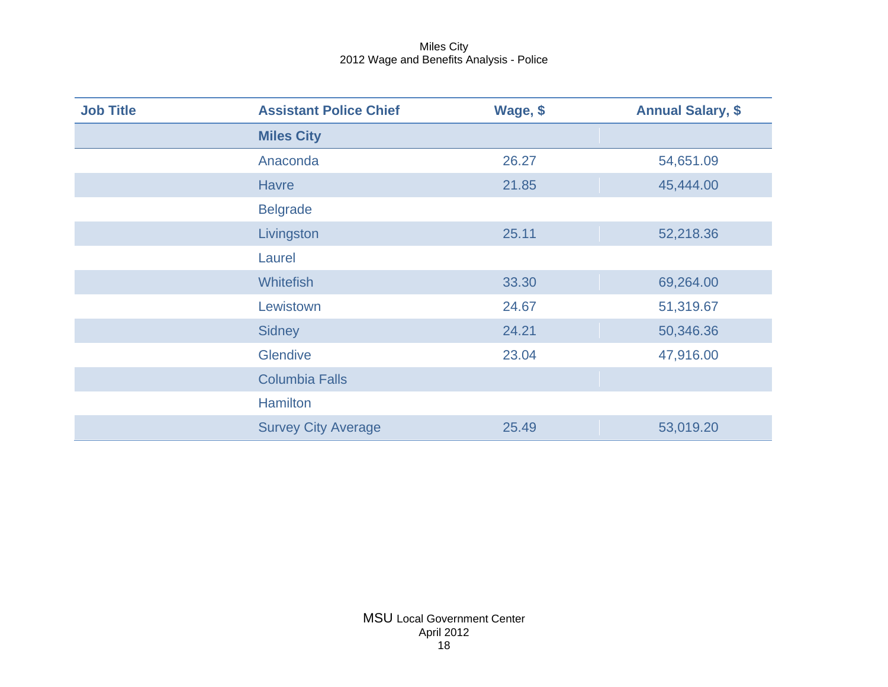Miles City
2012 Wage and Benefits Analysis - Police

| Job Title | Assistant Police Chief | Wage, $ | Annual Salary, $ |
|---|---|---|---|
| | **Miles City** | | |
| | Anaconda | 26.27 | 54,651.09 |
| | Havre | 21.85 | 45,444.00 |
| | Belgrade | | |
| | Livingston | 25.11 | 52,218.36 |
| | Laurel | | |
| | Whitefish | 33.30 | 69,264.00 |
| | Lewistown | 24.67 | 51,319.67 |
| | Sidney | 24.21 | 50,346.36 |
| | Glendive | 23.04 | 47,916.00 |
| | Columbia Falls | | |
| | Hamilton | | |
| | Survey City Average | 25.49 | 53,019.20 |

MSU Local Government Center
April 2012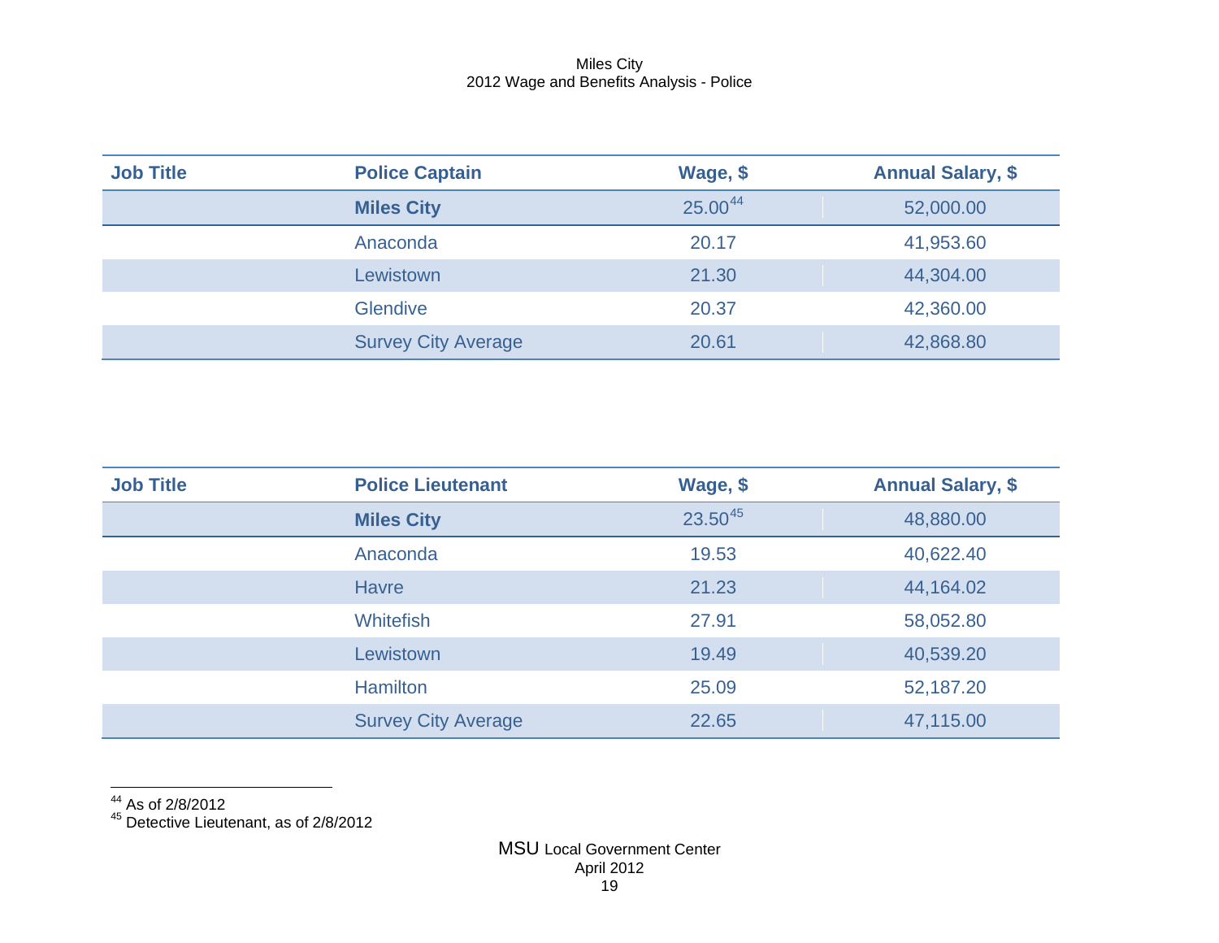| Job Title | Police Captain | Wage, $ | Annual Salary, $ |
|---|---|---|---|
| | **Miles City** | 25.00[44] | 52,000.00 |
| | Anaconda | 20.17 | 41,953.60 |
| | Lewistown | 21.30 | 44,304.00 |
| | Glendive | 20.37 | 42,360.00 |
| | Survey City Average | 20.61 | 42,868.80 |

| Job Title | Police Lieutenant | Wage, $ | Annual Salary, $ |
|---|---|---|---|
| | **Miles City** | 23.50[45] | 48,880.00 |
| | Anaconda | 19.53 | 40,622.40 |
| | Havre | 21.23 | 44,164.02 |
| | Whitefish | 27.91 | 58,052.80 |
| | Lewistown | 19.49 | 40,539.20 |
| | Hamilton | 25.09 | 52,187.20 |
| | Survey City Average | 22.65 | 47,115.00 |

[44] As of 2/8/2012
[45] Detective Lieutenant, as of 2/8/2012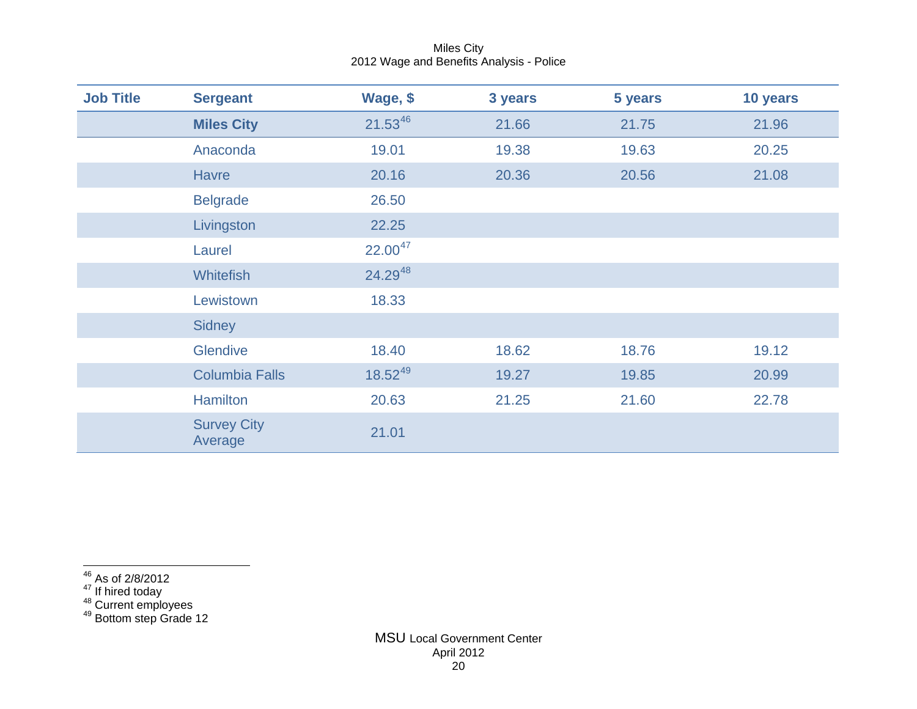Miles City
2012 Wage and Benefits Analysis - Police

| Job Title | Sergeant | Wage, $ | 3 years | 5 years | 10 years |
|---|---|---|---|---|---|
| | **Miles City** | 21.53[46] | 21.66 | 21.75 | 21.96 |
| | Anaconda | 19.01 | 19.38 | 19.63 | 20.25 |
| | Havre | 20.16 | 20.36 | 20.56 | 21.08 |
| | Belgrade | 26.50 | | | |
| | Livingston | 22.25 | | | |
| | Laurel | 22.00[47] | | | |
| | Whitefish | 24.29[48] | | | |
| | Lewistown | 18.33 | | | |
| | Sidney | | | | |
| | Glendive | 18.40 | 18.62 | 18.76 | 19.12 |
| | Columbia Falls | 18.52[49] | 19.27 | 19.85 | 20.99 |
| | Hamilton | 20.63 | 21.25 | 21.60 | 22.78 |
| | Survey City Average | 21.01 | | | |

[46] As of 2/8/2012
[47] If hired today
[48] Current employees
[49] Bottom step Grade 12

MSU Local Government Center
April 2012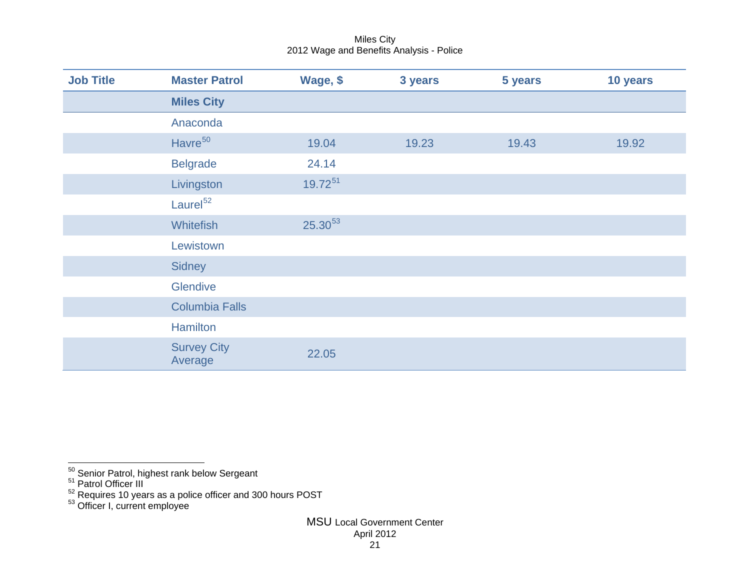Miles City
2012 Wage and Benefits Analysis - Police

| Job Title | Master Patrol | Wage, $ | 3 years | 5 years | 10 years |
|---|---|---|---|---|---|
| | **Miles City** | | | | |
| | Anaconda | | | | |
| | Havre[50] | 19.04 | 19.23 | 19.43 | 19.92 |
| | Belgrade | 24.14 | | | |
| | Livingston | 19.72[51] | | | |
| | Laurel[52] | | | | |
| | Whitefish | 25.30[53] | | | |
| | Lewistown | | | | |
| | Sidney | | | | |
| | Glendive | | | | |
| | Columbia Falls | | | | |
| | Hamilton | | | | |
| | Survey City Average | 22.05 | | | |

[50] Senior Patrol, highest rank below Sergeant
[51] Patrol Officer III
[52] Requires 10 years as a police officer and 300 hours POST
[53] Officer I, current employee

MSU Local Government Center
April 2012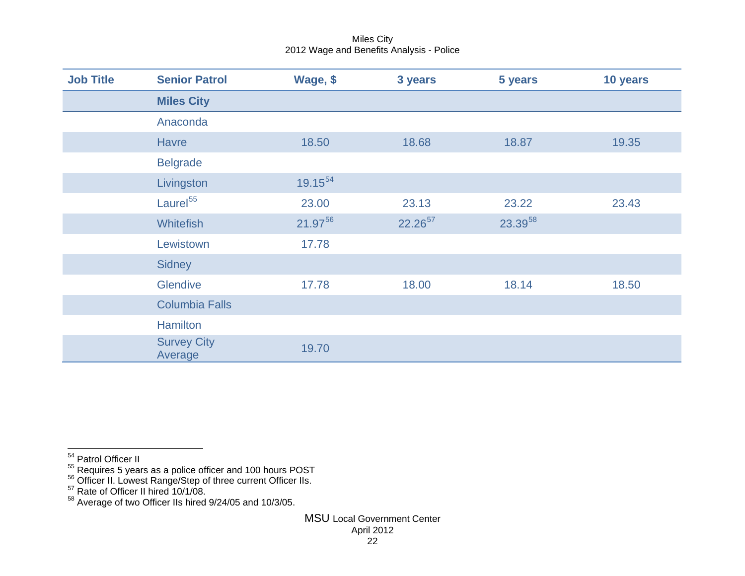Miles City
2012 Wage and Benefits Analysis - Police

| Job Title | Senior Patrol | Wage, $ | 3 years | 5 years | 10 years |
|---|---|---|---|---|---|
| | **Miles City** | | | | |
| | Anaconda | | | | |
| | Havre | 18.50 | 18.68 | 18.87 | 19.35 |
| | Belgrade | | | | |
| | Livingston | 19.15[54] | | | |
| | Laurel[55] | 23.00 | 23.13 | 23.22 | 23.43 |
| | Whitefish | 21.97[56] | 22.26[57] | 23.39[58] | |
| | Lewistown | 17.78 | | | |
| | Sidney | | | | |
| | Glendive | 17.78 | 18.00 | 18.14 | 18.50 |
| | Columbia Falls | | | | |
| | Hamilton | | | | |
| | Survey City Average | 19.70 | | | |

[54] Patrol Officer II
[55] Requires 5 years as a police officer and 100 hours POST
[56] Officer II. Lowest Range/Step of three current Officer IIs.
[57] Rate of Officer II hired 10/1/08.
[58] Average of two Officer IIs hired 9/24/05 and 10/3/05.

MSU Local Government Center
April 2012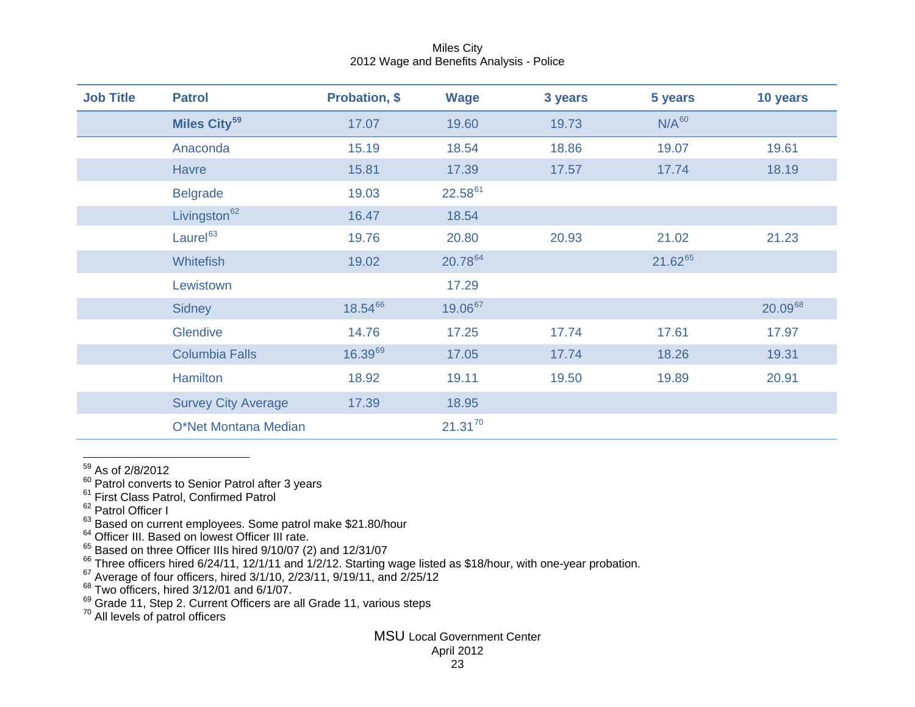Miles City
2012 Wage and Benefits Analysis - Police

| Job Title | Patrol | Probation, $ | Wage | 3 years | 5 years | 10 years |
|---|---|---|---|---|---|---|
| | **Miles City[59]** | 17.07 | 19.60 | 19.73 | N/A[60] | |
| | Anaconda | 15.19 | 18.54 | 18.86 | 19.07 | 19.61 |
| | Havre | 15.81 | 17.39 | 17.57 | 17.74 | 18.19 |
| | Belgrade | 19.03 | 22.58[61] | | | |
| | Livingston[62] | 16.47 | 18.54 | | | |
| | Laurel[63] | 19.76 | 20.80 | 20.93 | 21.02 | 21.23 |
| | Whitefish | 19.02 | 20.78[64] | | 21.62[65] | |
| | Lewistown | | 17.29 | | | |
| | Sidney | 18.54[66] | 19.06[67] | | | 20.09[68] |
| | Glendive | 14.76 | 17.25 | 17.74 | 17.61 | 17.97 |
| | Columbia Falls | 16.39[69] | 17.05 | 17.74 | 18.26 | 19.31 |
| | Hamilton | 18.92 | 19.11 | 19.50 | 19.89 | 20.91 |
| | Survey City Average | 17.39 | 18.95 | | | |
| | O*Net Montana Median | | 21.31[70] | | | |

[59] As of 2/8/2012
[60] Patrol converts to Senior Patrol after 3 years
[61] First Class Patrol, Confirmed Patrol
[62] Patrol Officer I
[63] Based on current employees. Some patrol make $21.80/hour
[64] Officer III. Based on lowest Officer III rate.
[65] Based on three Officer IIIs hired 9/10/07 (2) and 12/31/07
[66] Three officers hired 6/24/11, 12/1/11 and 1/2/12. Starting wage listed as $18/hour, with one-year probation.
[67] Average of four officers, hired 3/1/10, 2/23/11, 9/19/11, and 2/25/12
[68] Two officers, hired 3/12/01 and 6/1/07.
[69] Grade 11, Step 2. Current Officers are all Grade 11, various steps
[70] All levels of patrol officers

MSU Local Government Center
April 2012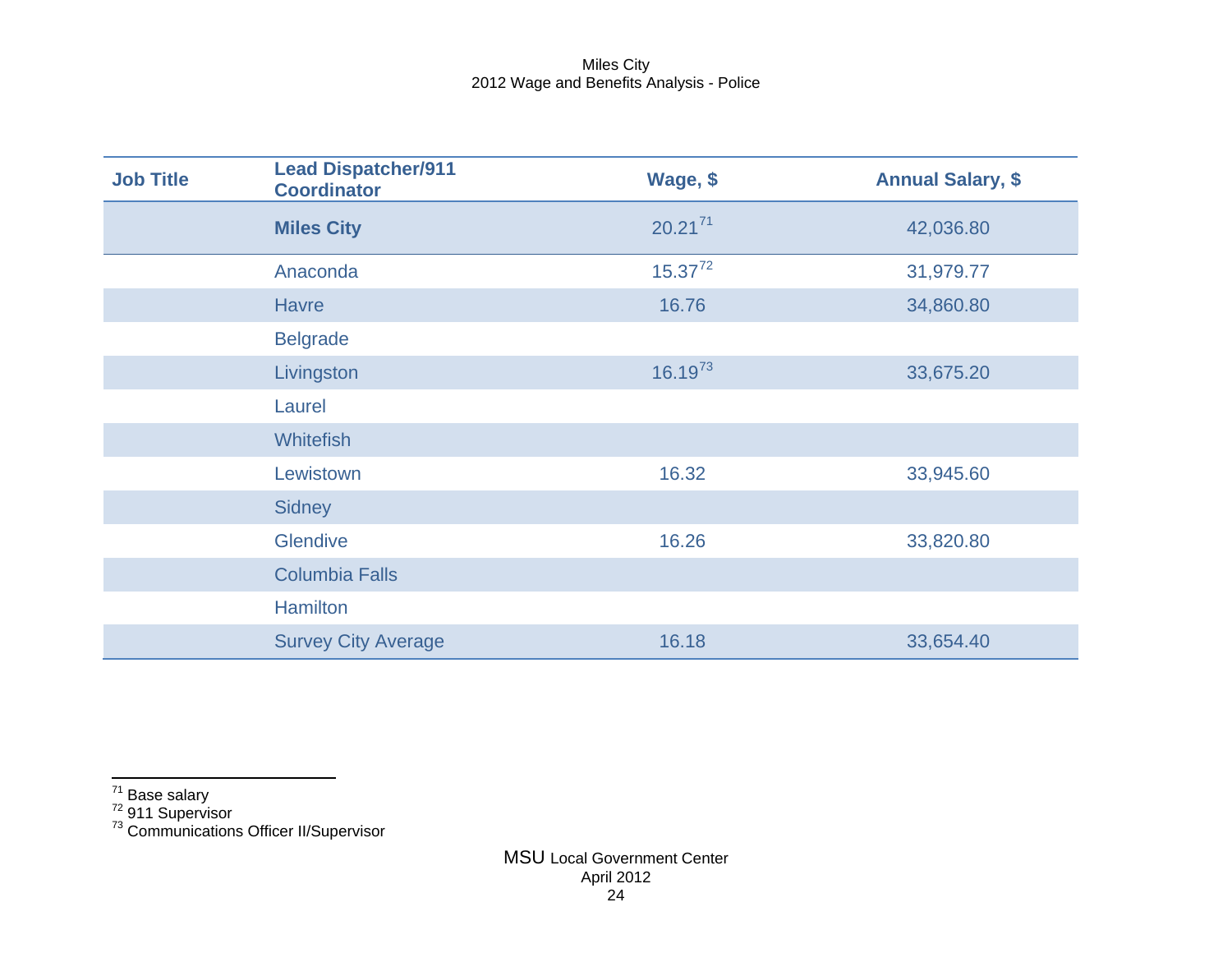| Job Title | Lead Dispatcher/911 Coordinator | Wage, $ | Annual Salary, $ |
|---|---|---|---|
| | **Miles City** | 20.21[71] | 42,036.80 |
| | Anaconda | 15.37[72] | 31,979.77 |
| | Havre | 16.76 | 34,860.80 |
| | Belgrade | | |
| | Livingston | 16.19[73] | 33,675.20 |
| | Laurel | | |
| | Whitefish | | |
| | Lewistown | 16.32 | 33,945.60 |
| | Sidney | | |
| | Glendive | 16.26 | 33,820.80 |
| | Columbia Falls | | |
| | Hamilton | | |
| | Survey City Average | 16.18 | 33,654.40 |

[71] Base salary
[72] 911 Supervisor
[73] Communications Officer II/Supervisor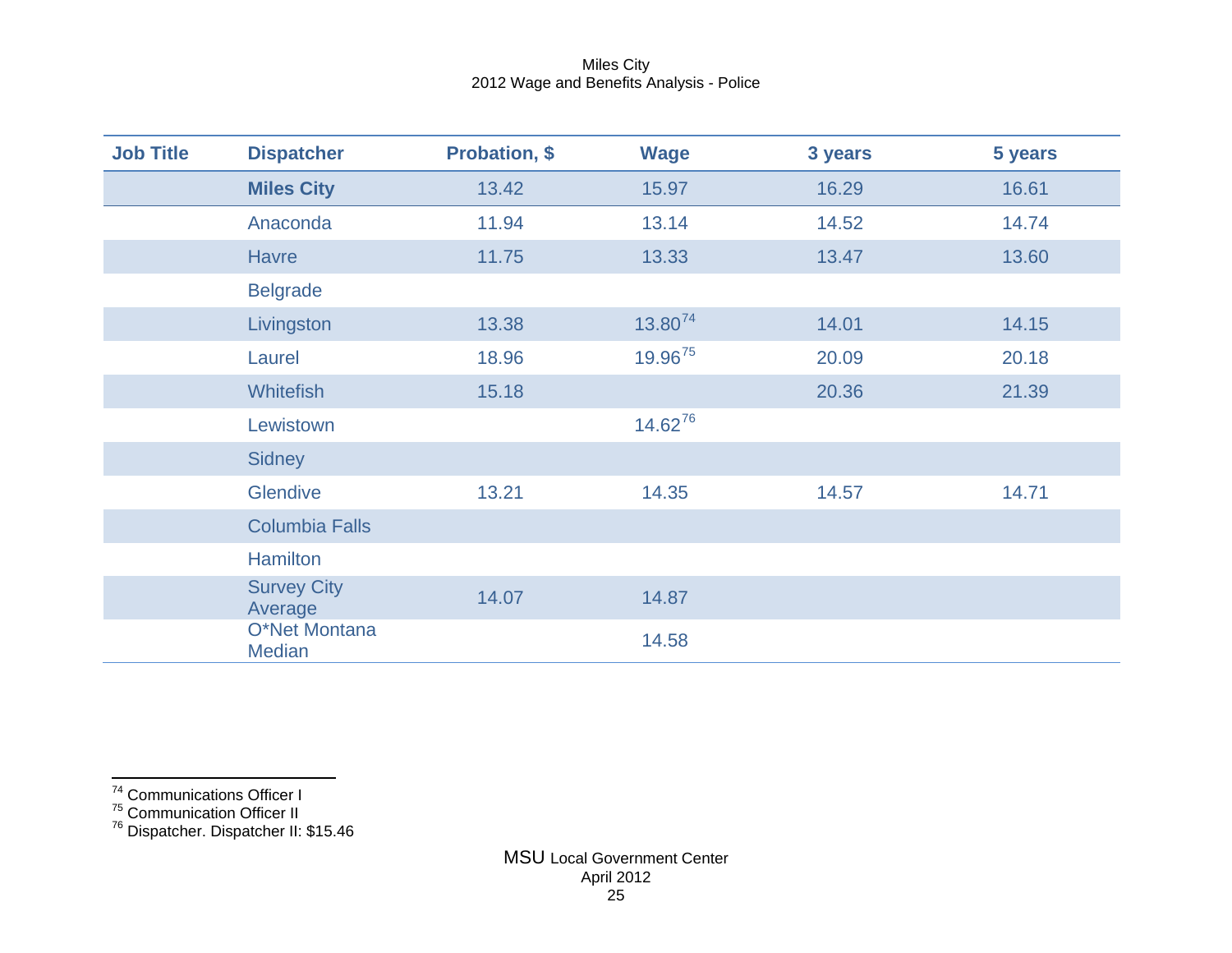| Job Title | Dispatcher | Probation, $ | Wage | 3 years | 5 years |
|---|---|---|---|---|---|
| | **Miles City** | 13.42 | 15.97 | 16.29 | 16.61 |
| | Anaconda | 11.94 | 13.14 | 14.52 | 14.74 |
| | Havre | 11.75 | 13.33 | 13.47 | 13.60 |
| | Belgrade | | | | |
| | Livingston | 13.38 | 13.80[74] | 14.01 | 14.15 |
| | Laurel | 18.96 | 19.96[75] | 20.09 | 20.18 |
| | Whitefish | 15.18 | | 20.36 | 21.39 |
| | Lewistown | | 14.62[76] | | |
| | Sidney | | | | |
| | Glendive | 13.21 | 14.35 | 14.57 | 14.71 |
| | Columbia Falls | | | | |
| | Hamilton | | | | |
| | Survey City Average | 14.07 | 14.87 | | |
| | O*Net Montana Median | | 14.58 | | |

[74] Communications Officer I
[75] Communication Officer II
[76] Dispatcher. Dispatcher II: $15.46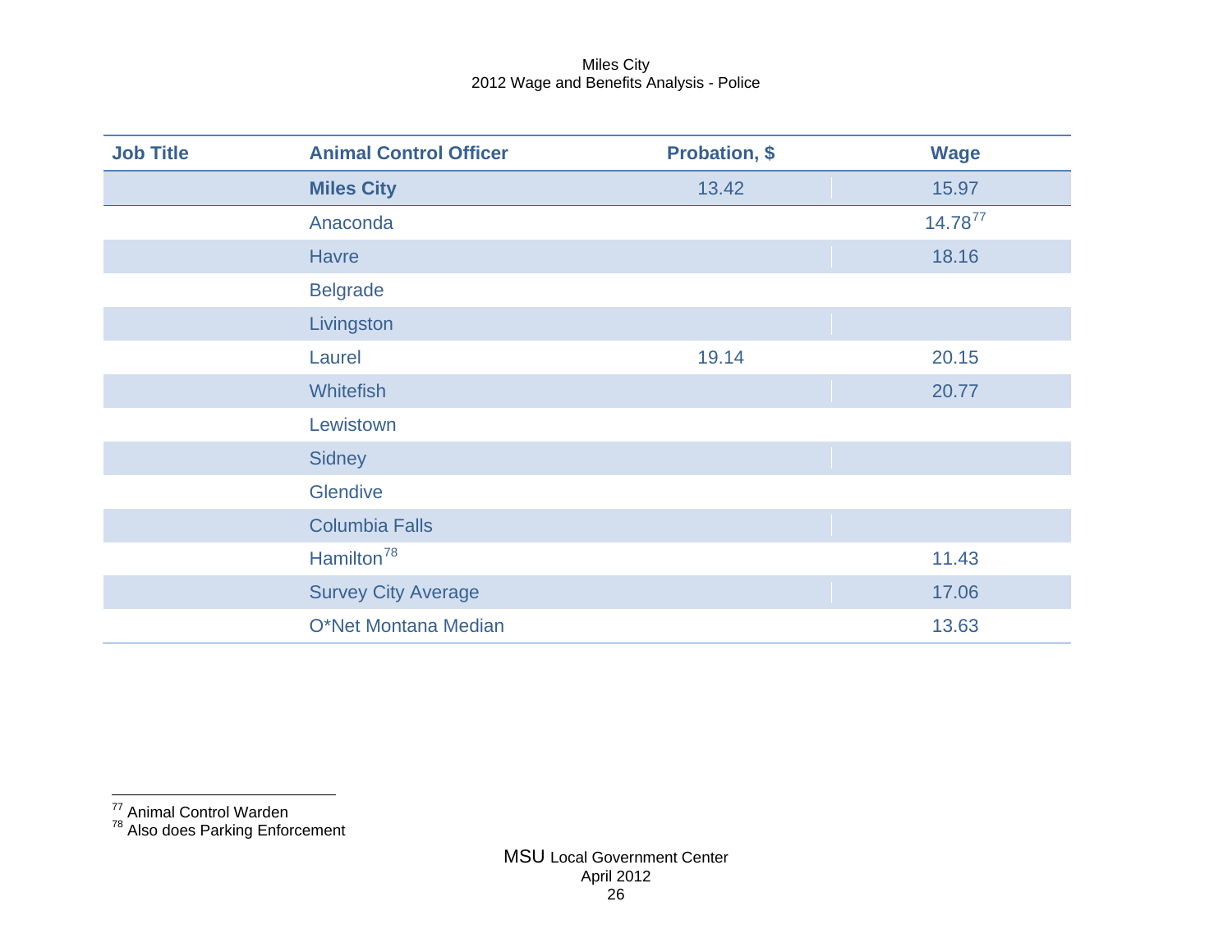Miles City
2012 Wage and Benefits Analysis - Police

| Job Title | Animal Control Officer | Probation, $ | Wage |
|---|---|---|---|
| | **Miles City** | 13.42 | 15.97 |
| | Anaconda | | 14.78[77] |
| | Havre | | 18.16 |
| | Belgrade | | |
| | Livingston | | |
| | Laurel | 19.14 | 20.15 |
| | Whitefish | | 20.77 |
| | Lewistown | | |
| | Sidney | | |
| | Glendive | | |
| | Columbia Falls | | |
| | Hamilton[78] | | 11.43 |
| | Survey City Average | | 17.06 |
| | O*Net Montana Median | | 13.63 |

[77] Animal Control Warden
[78] Also does Parking Enforcement

MSU Local Government Center
April 2012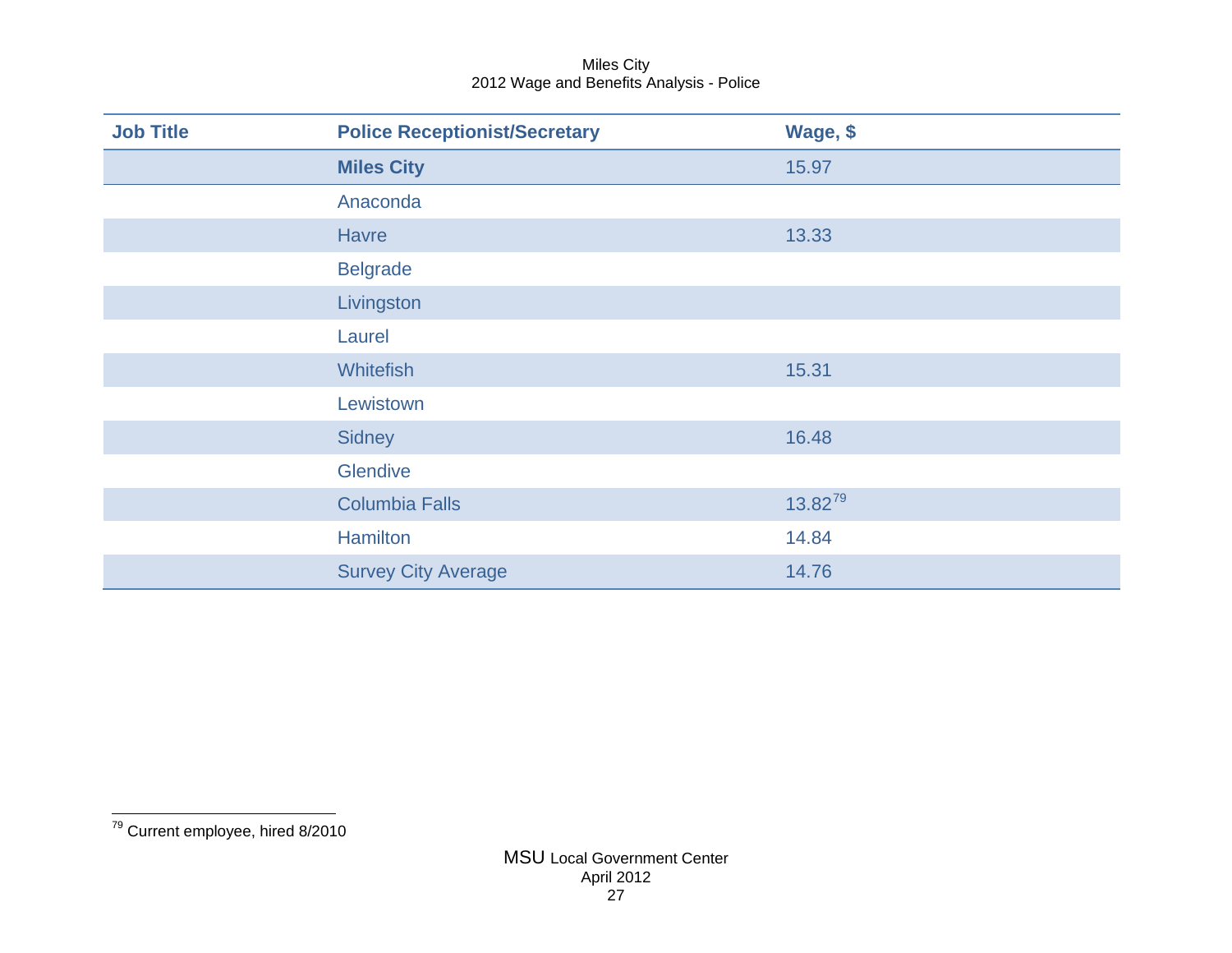Miles City
2012 Wage and Benefits Analysis - Police

| Job Title | Police Receptionist/Secretary | Wage, $ |
|---|---|---|
| | **Miles City** | 15.97 |
| | Anaconda | |
| | Havre | 13.33 |
| | Belgrade | |
| | Livingston | |
| | Laurel | |
| | Whitefish | 15.31 |
| | Lewistown | |
| | Sidney | 16.48 |
| | Glendive | |
| | Columbia Falls | 13.82[79] |
| | Hamilton | 14.84 |
| | Survey City Average | 14.76 |

[79] Current employee, hired 8/2010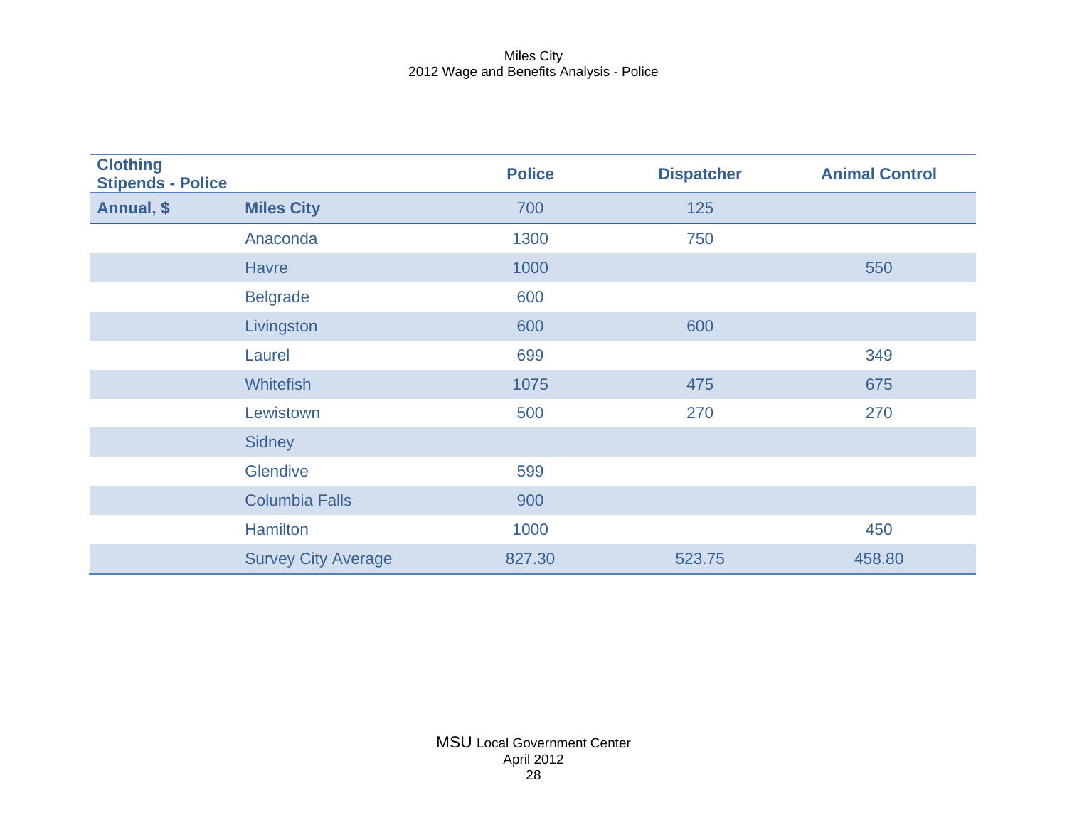Miles City
2012 Wage and Benefits Analysis - Police

| Clothing Stipends - Police | | Police | Dispatcher | Animal Control |
|---|---|---|---|---|
| **Annual, $** | **Miles City** | 700 | 125 | |
| | Anaconda | 1300 | 750 | |
| | Havre | 1000 | | 550 |
| | Belgrade | 600 | | |
| | Livingston | 600 | 600 | |
| | Laurel | 699 | | 349 |
| | Whitefish | 1075 | 475 | 675 |
| | Lewistown | 500 | 270 | 270 |
| | Sidney | | | |
| | Glendive | 599 | | |
| | Columbia Falls | 900 | | |
| | Hamilton | 1000 | | 450 |
| | Survey City Average | 827.30 | 523.75 | 458.80 |

MSU Local Government Center
April 2012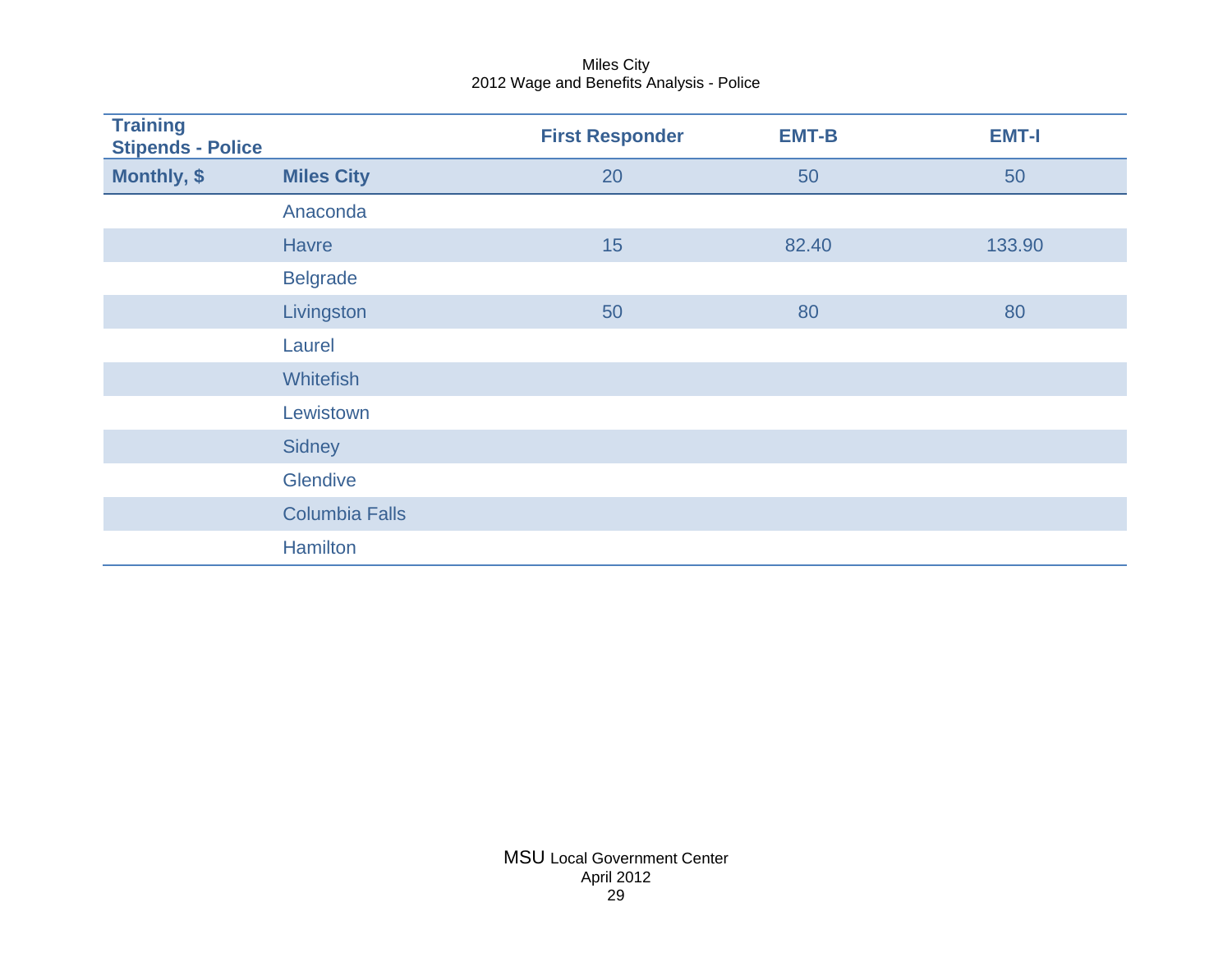Miles City
2012 Wage and Benefits Analysis - Police

| Training Stipends - Police | | First Responder | EMT-B | EMT-I |
|---|---|---|---|---|
| **Monthly, $** | **Miles City** | 20 | 50 | 50 |
| | Anaconda | | | |
| | Havre | 15 | 82.40 | 133.90 |
| | Belgrade | | | |
| | Livingston | 50 | 80 | 80 |
| | Laurel | | | |
| | Whitefish | | | |
| | Lewistown | | | |
| | Sidney | | | |
| | Glendive | | | |
| | Columbia Falls | | | |
| | Hamilton | | | |

MSU Local Government Center
April 2012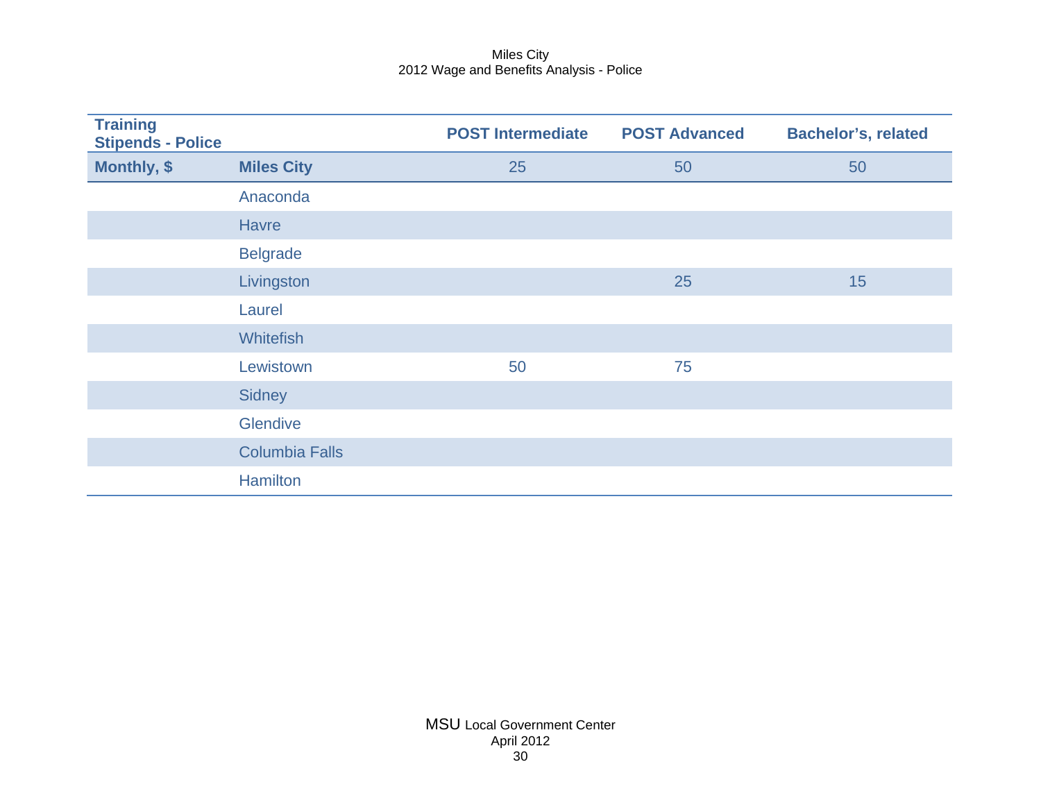| Training Stipends - Police | | POST Intermediate | POST Advanced | Bachelor's, related |
|---|---|---|---|---|
| **Monthly, $** | **Miles City** | 25 | 50 | 50 |
| | Anaconda | | | |
| | Havre | | | |
| | Belgrade | | | |
| | Livingston | | 25 | 15 |
| | Laurel | | | |
| | Whitefish | | | |
| | Lewistown | 50 | 75 | |
| | Sidney | | | |
| | Glendive | | | |
| | Columbia Falls | | | |
| | Hamilton | | | |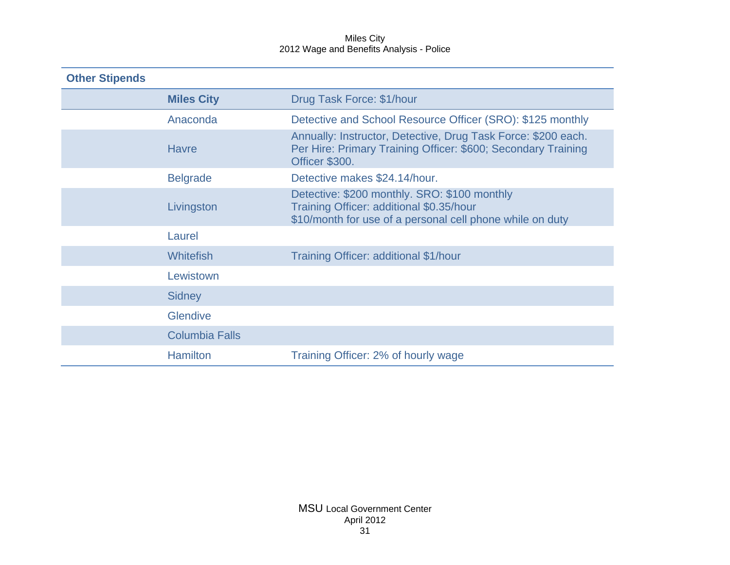## Other Stipends

| | |
|---|---|
| **Miles City** | Drug Task Force: $1/hour |
| Anaconda | Detective and School Resource Officer (SRO): $125 monthly |
| Havre | Annually: Instructor, Detective, Drug Task Force: $200 each.<br>Per Hire: Primary Training Officer: $600; Secondary Training Officer $300. |
| Belgrade | Detective makes $24.14/hour. |
| Livingston | Detective: $200 monthly. SRO: $100 monthly<br>Training Officer: additional $0.35/hour<br>$10/month for use of a personal cell phone while on duty |
| Laurel | |
| Whitefish | Training Officer: additional $1/hour |
| Lewistown | |
| Sidney | |
| Glendive | |
| Columbia Falls | |
| Hamilton | Training Officer: 2% of hourly wage |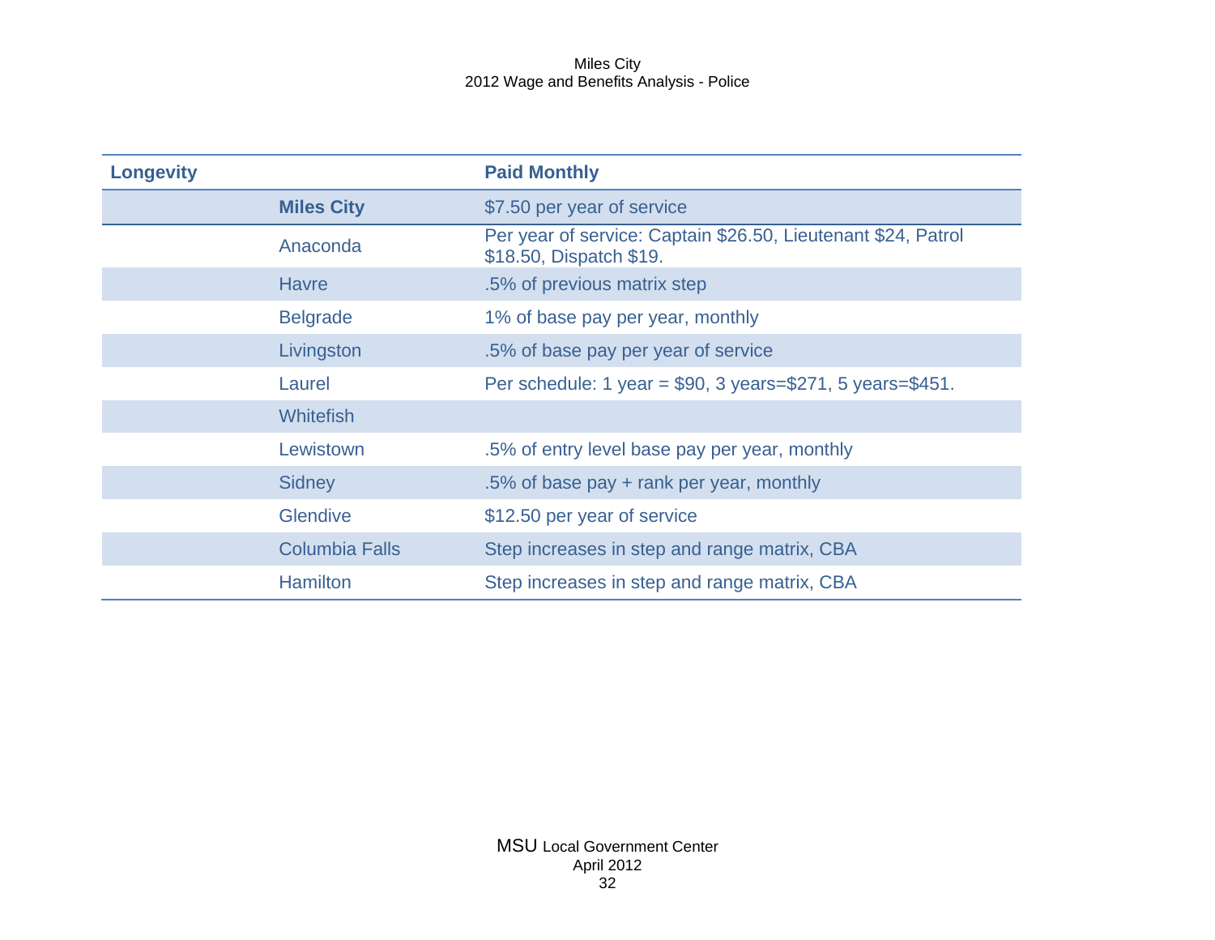| Longevity | | Paid Monthly |
|---|---|---|
| | **Miles City** | $7.50 per year of service |
| | Anaconda | Per year of service: Captain $26.50, Lieutenant $24, Patrol $18.50, Dispatch $19. |
| | Havre | .5% of previous matrix step |
| | Belgrade | 1% of base pay per year, monthly |
| | Livingston | .5% of base pay per year of service |
| | Laurel | Per schedule: 1 year = $90, 3 years=$271, 5 years=$451. |
| | Whitefish | |
| | Lewistown | .5% of entry level base pay per year, monthly |
| | Sidney | .5% of base pay + rank per year, monthly |
| | Glendive | $12.50 per year of service |
| | Columbia Falls | Step increases in step and range matrix, CBA |
| | Hamilton | Step increases in step and range matrix, CBA |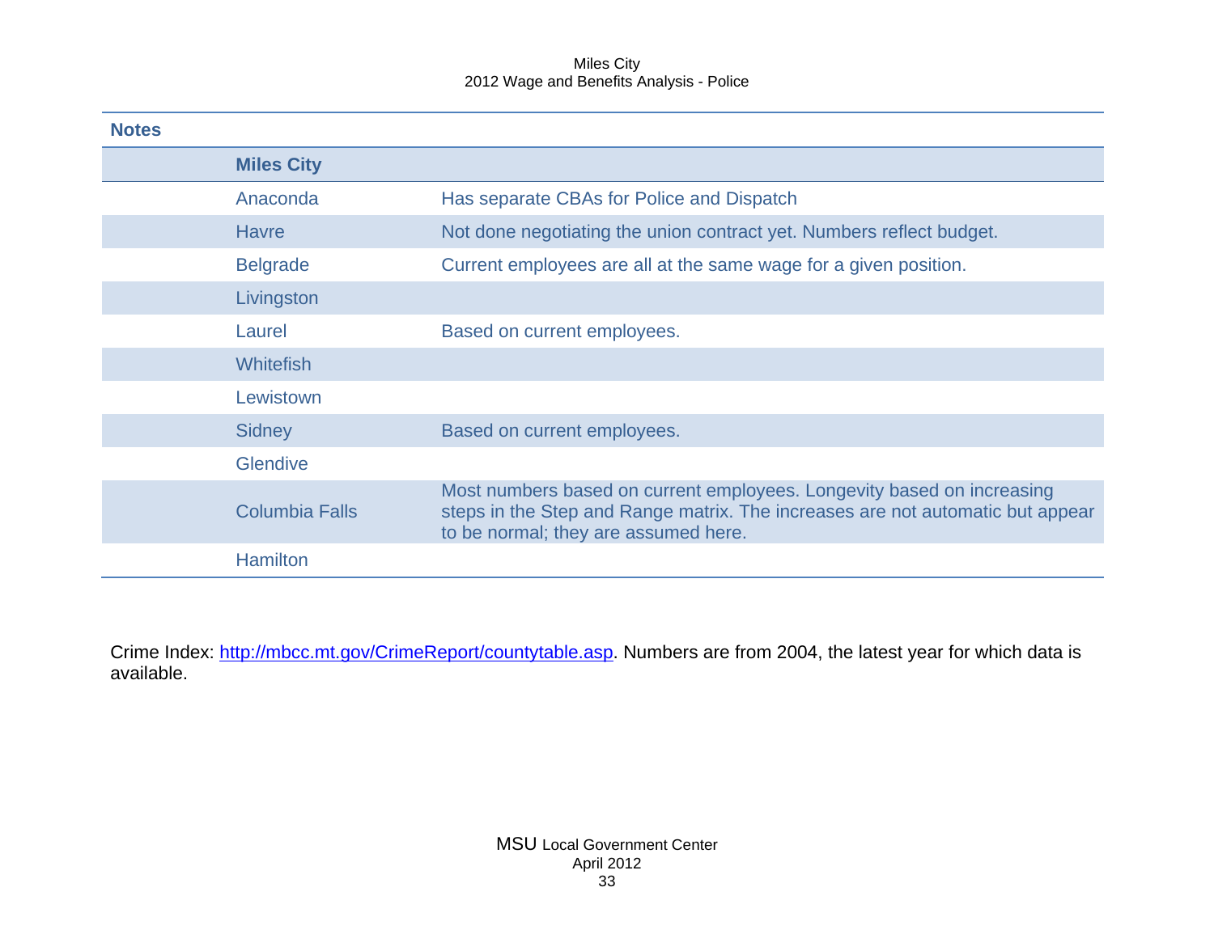## Notes

| | |
|---|---|
| **Miles City** | |
| Anaconda | Has separate CBAs for Police and Dispatch |
| Havre | Not done negotiating the union contract yet. Numbers reflect budget. |
| Belgrade | Current employees are all at the same wage for a given position. |
| Livingston | |
| Laurel | Based on current employees. |
| Whitefish | |
| Lewistown | |
| Sidney | Based on current employees. |
| Glendive | |
| Columbia Falls | Most numbers based on current employees. Longevity based on increasing steps in the Step and Range matrix. The increases are not automatic but appear to be normal; they are assumed here. |
| Hamilton | |

Crime Index: [http://mbcc.mt.gov/CrimeReport/countytable.asp](http://mbcc.mt.gov/CrimeReport/countytable.asp). Numbers are from 2004, the latest year for which data is available.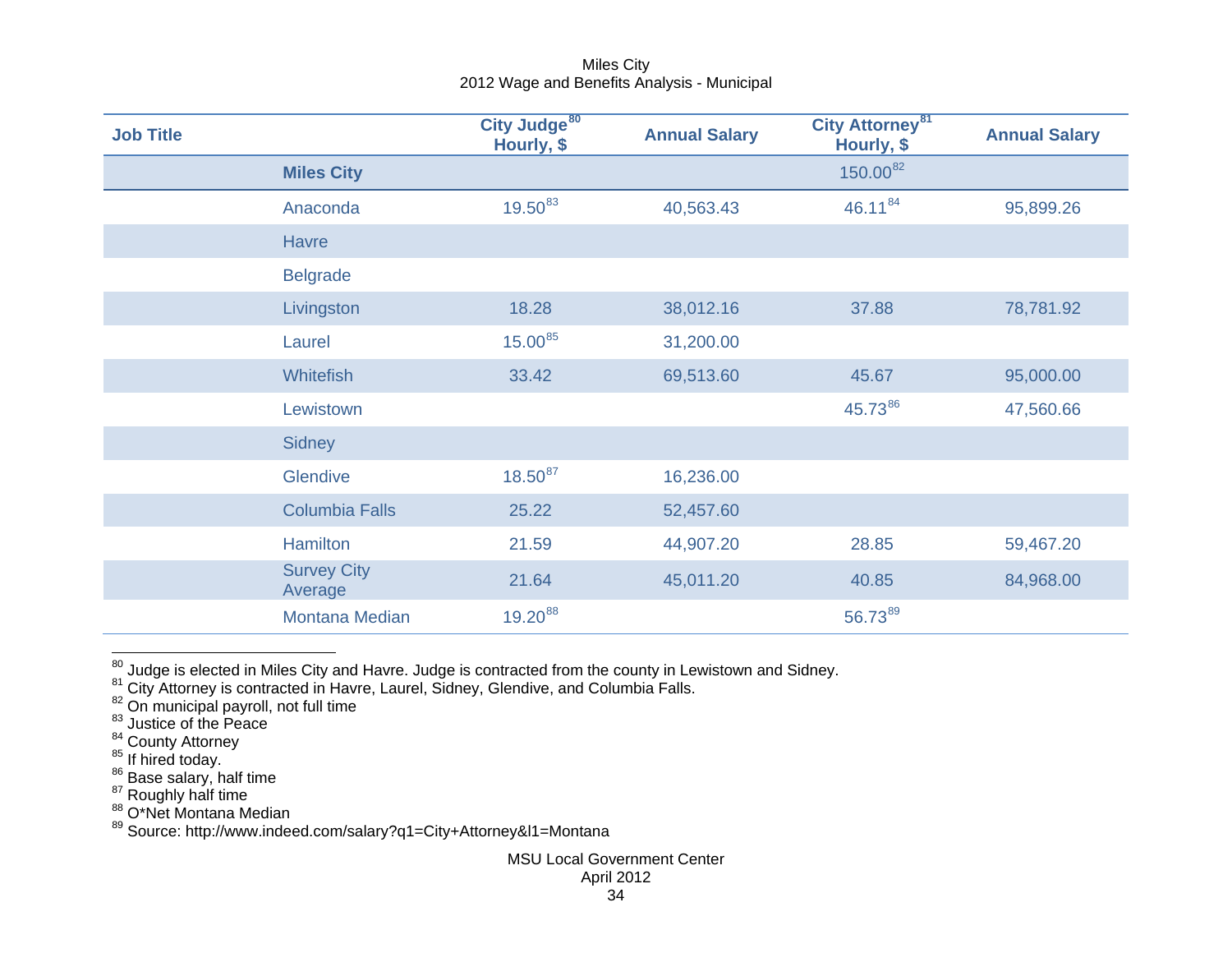Miles City
2012 Wage and Benefits Analysis - Municipal

| Job Title | | City Judge[80] Hourly, $ | Annual Salary | City Attorney[81] Hourly, $ | Annual Salary |
|---|---|---|---|---|---|
| | **Miles City** | | | 150.00[82] | |
| | Anaconda | 19.50[83] | 40,563.43 | 46.11[84] | 95,899.26 |
| | Havre | | | | |
| | Belgrade | | | | |
| | Livingston | 18.28 | 38,012.16 | 37.88 | 78,781.92 |
| | Laurel | 15.00[85] | 31,200.00 | | |
| | Whitefish | 33.42 | 69,513.60 | 45.67 | 95,000.00 |
| | Lewistown | | | 45.73[86] | 47,560.66 |
| | Sidney | | | | |
| | Glendive | 18.50[87] | 16,236.00 | | |
| | Columbia Falls | 25.22 | 52,457.60 | | |
| | Hamilton | 21.59 | 44,907.20 | 28.85 | 59,467.20 |
| | Survey City Average | 21.64 | 45,011.20 | 40.85 | 84,968.00 |
| | Montana Median | 19.20[88] | | 56.73[89] | |

[80] Judge is elected in Miles City and Havre. Judge is contracted from the county in Lewistown and Sidney.
[81] City Attorney is contracted in Havre, Laurel, Sidney, Glendive, and Columbia Falls.
[82] On municipal payroll, not full time
[83] Justice of the Peace
[84] County Attorney
[85] If hired today.
[86] Base salary, half time
[87] Roughly half time
[88] O*Net Montana Median
[89] Source: http://www.indeed.com/salary?q1=City+Attorney&l1=Montana

MSU Local Government Center
April 2012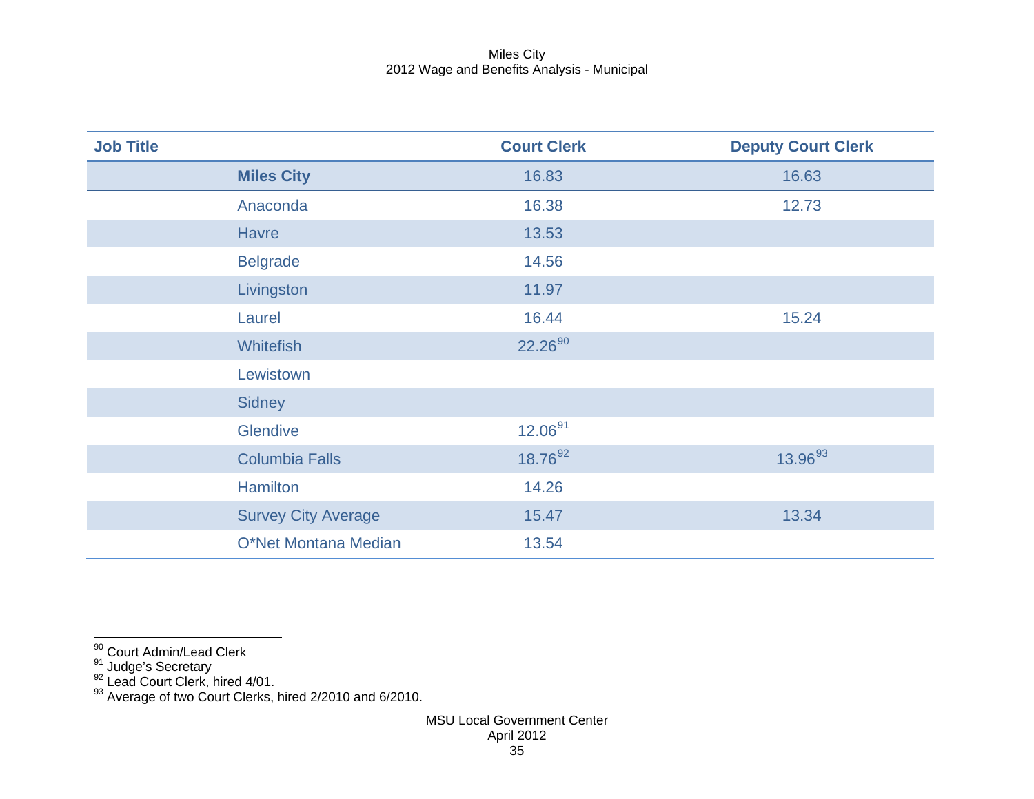| Job Title | Court Clerk | Deputy Court Clerk |
|---|---|---|
| **Miles City** | 16.83 | 16.63 |
| Anaconda | 16.38 | 12.73 |
| Havre | 13.53 | |
| Belgrade | 14.56 | |
| Livingston | 11.97 | |
| Laurel | 16.44 | 15.24 |
| Whitefish | 22.26[90] | |
| Lewistown | | |
| Sidney | | |
| Glendive | 12.06[91] | |
| Columbia Falls | 18.76[92] | 13.96[93] |
| Hamilton | 14.26 | |
| Survey City Average | 15.47 | 13.34 |
| O*Net Montana Median | 13.54 | |

[90] Court Admin/Lead Clerk
[91] Judge's Secretary
[92] Lead Court Clerk, hired 4/01.
[93] Average of two Court Clerks, hired 2/2010 and 6/2010.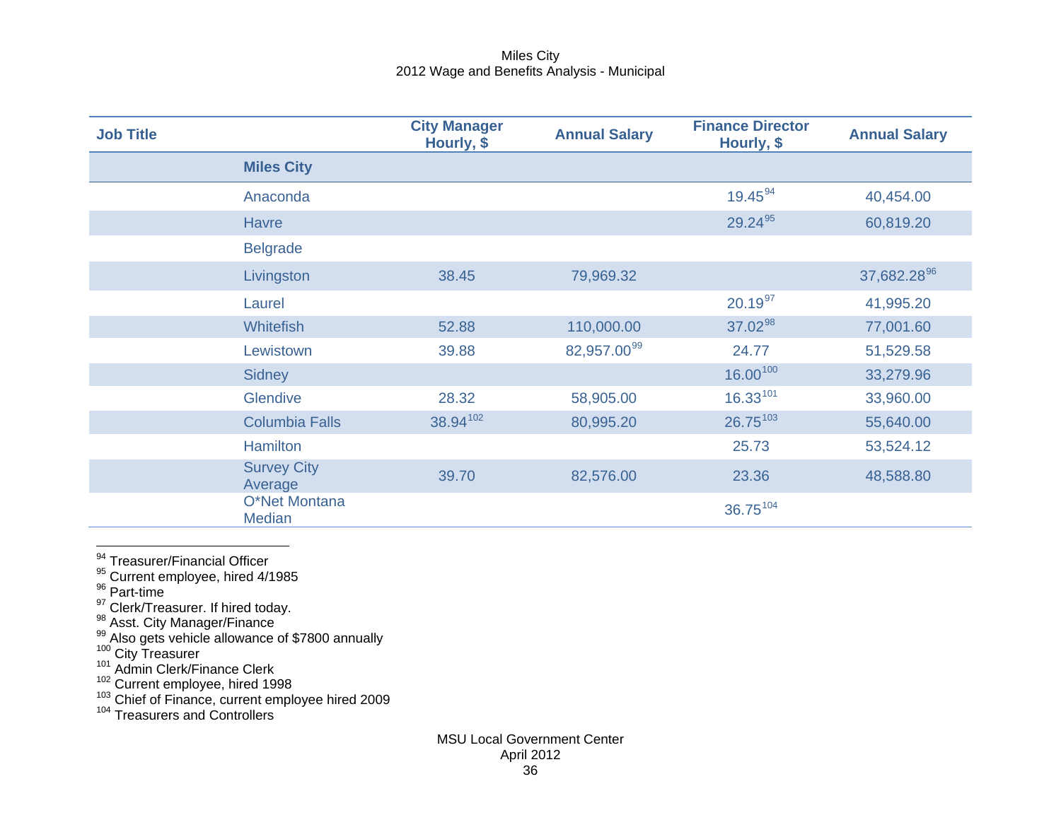Miles City
2012 Wage and Benefits Analysis - Municipal

| Job Title | | City Manager Hourly, $ | Annual Salary | Finance Director Hourly, $ | Annual Salary |
|---|---|---|---|---|---|
| | **Miles City** | | | | |
| | Anaconda | | | 19.45[94] | 40,454.00 |
| | Havre | | | 29.24[95] | 60,819.20 |
| | Belgrade | | | | |
| | Livingston | 38.45 | 79,969.32 | | 37,682.28[96] |
| | Laurel | | | 20.19[97] | 41,995.20 |
| | Whitefish | 52.88 | 110,000.00 | 37.02[98] | 77,001.60 |
| | Lewistown | 39.88 | 82,957.00[99] | 24.77 | 51,529.58 |
| | Sidney | | | 16.00[100] | 33,279.96 |
| | Glendive | 28.32 | 58,905.00 | 16.33[101] | 33,960.00 |
| | Columbia Falls | 38.94[102] | 80,995.20 | 26.75[103] | 55,640.00 |
| | Hamilton | | | 25.73 | 53,524.12 |
| | Survey City Average | 39.70 | 82,576.00 | 23.36 | 48,588.80 |
| | O*Net Montana Median | | | 36.75[104] | |

[94] Treasurer/Financial Officer
[95] Current employee, hired 4/1985
[96] Part-time
[97] Clerk/Treasurer. If hired today.
[98] Asst. City Manager/Finance
[99] Also gets vehicle allowance of $7800 annually
[100] City Treasurer
[101] Admin Clerk/Finance Clerk
[102] Current employee, hired 1998
[103] Chief of Finance, current employee hired 2009
[104] Treasurers and Controllers

MSU Local Government Center
April 2012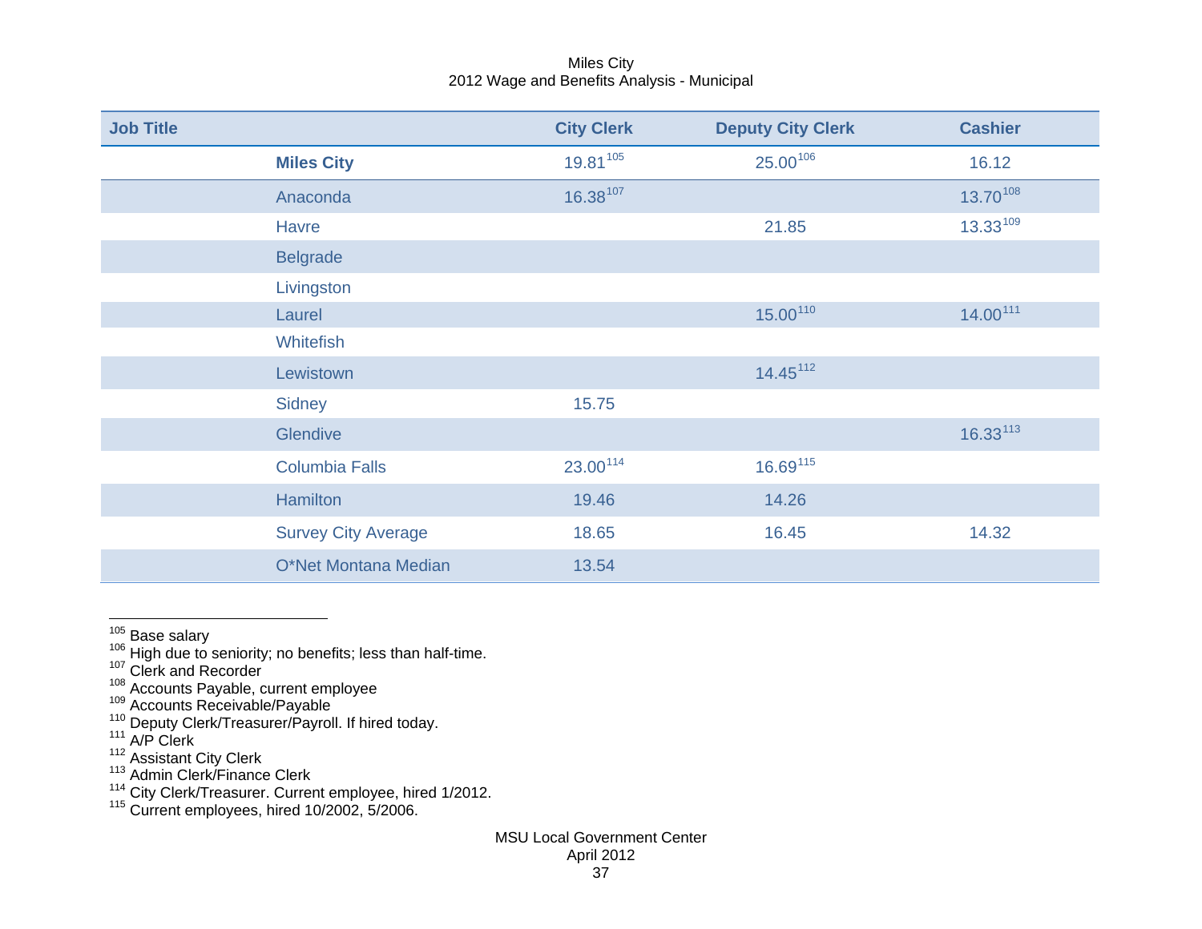Miles City
2012 Wage and Benefits Analysis - Municipal

| Job Title | | City Clerk | Deputy City Clerk | Cashier |
|---|---|---|---|---|
| | **Miles City** | 19.81[105] | 25.00[106] | 16.12 |
| | Anaconda | 16.38[107] | | 13.70[108] |
| | Havre | | 21.85 | 13.33[109] |
| | Belgrade | | | |
| | Livingston | | | |
| | Laurel | | 15.00[110] | 14.00[111] |
| | Whitefish | | | |
| | Lewistown | | 14.45[112] | |
| | Sidney | 15.75 | | |
| | Glendive | | | 16.33[113] |
| | Columbia Falls | 23.00[114] | 16.69[115] | |
| | Hamilton | 19.46 | 14.26 | |
| | Survey City Average | 18.65 | 16.45 | 14.32 |
| | O*Net Montana Median | 13.54 | | |

[105] Base salary
[106] High due to seniority; no benefits; less than half-time.
[107] Clerk and Recorder
[108] Accounts Payable, current employee
[109] Accounts Receivable/Payable
[110] Deputy Clerk/Treasurer/Payroll. If hired today.
[111] A/P Clerk
[112] Assistant City Clerk
[113] Admin Clerk/Finance Clerk
[114] City Clerk/Treasurer. Current employee, hired 1/2012.
[115] Current employees, hired 10/2002, 5/2006.

MSU Local Government Center
April 2012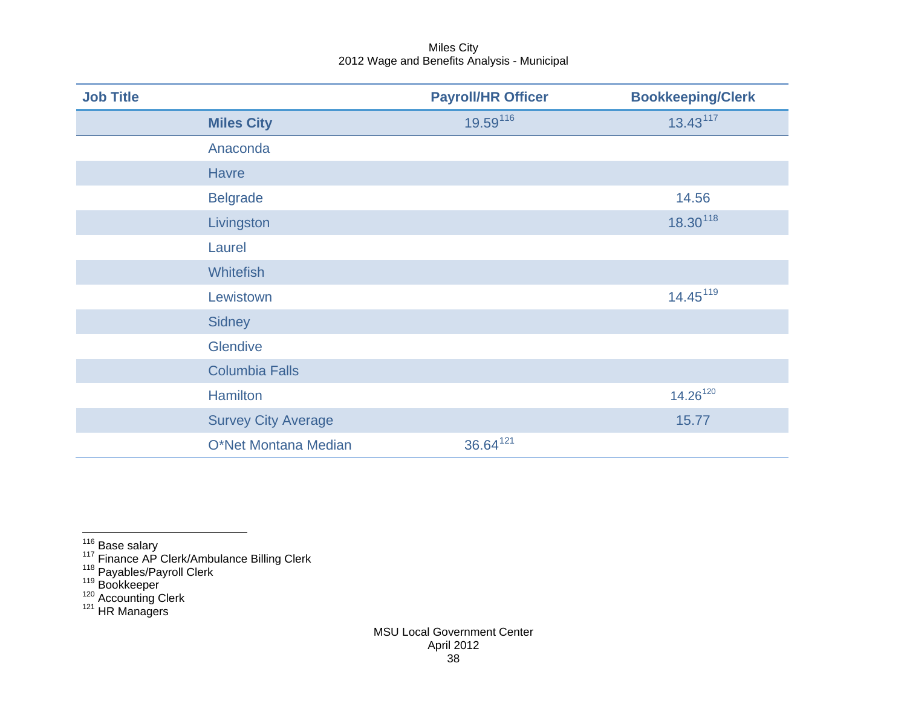Miles City
2012 Wage and Benefits Analysis - Municipal

| Job Title | | Payroll/HR Officer | Bookkeeping/Clerk |
|---|---|---|---|
| | **Miles City** | 19.59[116] | 13.43[117] |
| | Anaconda | | |
| | Havre | | |
| | Belgrade | | 14.56 |
| | Livingston | | 18.30[118] |
| | Laurel | | |
| | Whitefish | | |
| | Lewistown | | 14.45[119] |
| | Sidney | | |
| | Glendive | | |
| | Columbia Falls | | |
| | Hamilton | | 14.26[120] |
| | Survey City Average | | 15.77 |
| | O*Net Montana Median | 36.64[121] | |

[116] Base salary
[117] Finance AP Clerk/Ambulance Billing Clerk
[118] Payables/Payroll Clerk
[119] Bookkeeper
[120] Accounting Clerk
[121] HR Managers

MSU Local Government Center
April 2012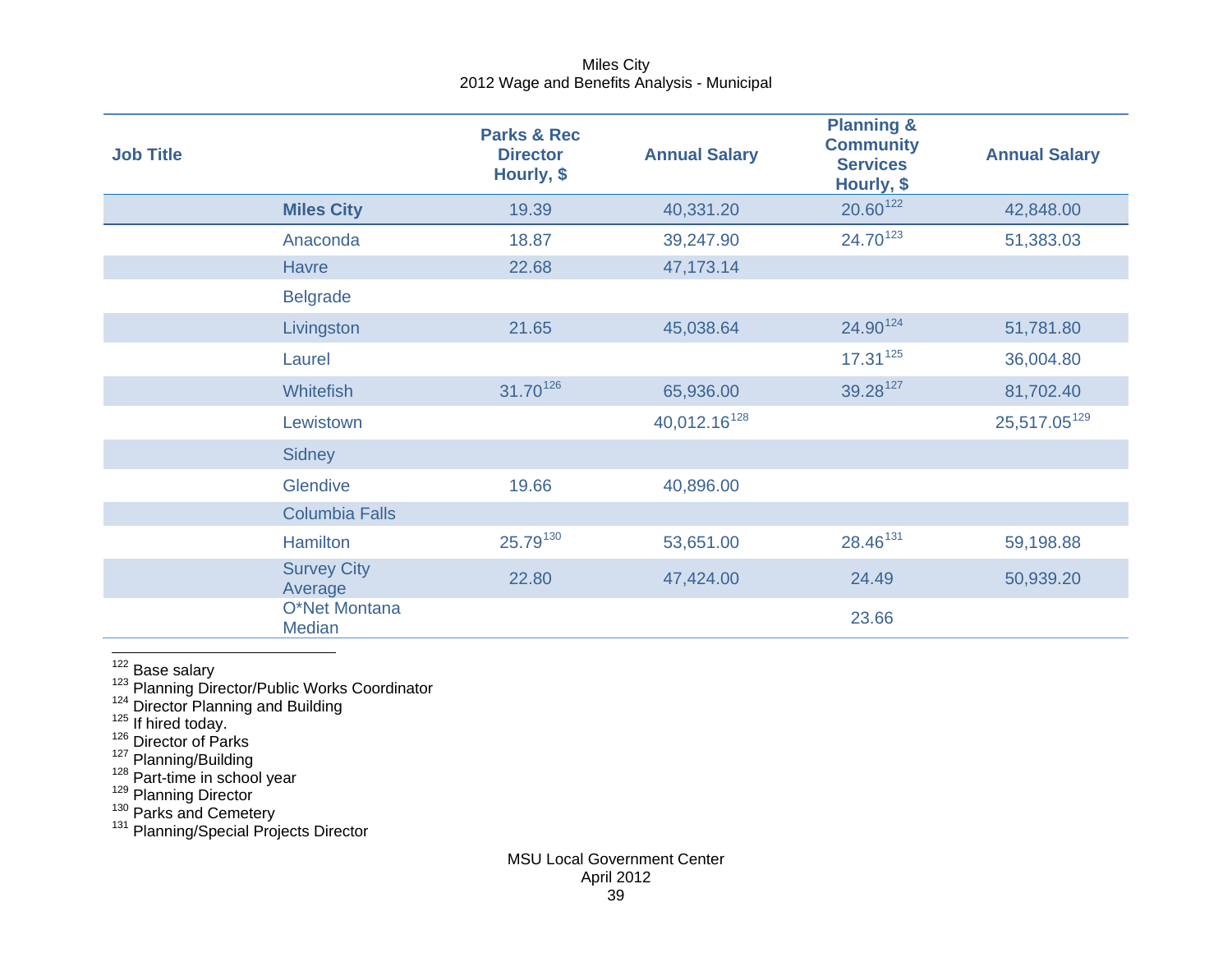Miles City
2012 Wage and Benefits Analysis - Municipal

| Job Title | | Parks & Rec Director Hourly, $ | Annual Salary | Planning & Community Services Hourly, $ | Annual Salary |
|---|---|---|---|---|---|
| | **Miles City** | 19.39 | 40,331.20 | 20.60[122] | 42,848.00 |
| | Anaconda | 18.87 | 39,247.90 | 24.70[123] | 51,383.03 |
| | Havre | 22.68 | 47,173.14 | | |
| | Belgrade | | | | |
| | Livingston | 21.65 | 45,038.64 | 24.90[124] | 51,781.80 |
| | Laurel | | | 17.31[125] | 36,004.80 |
| | Whitefish | 31.70[126] | 65,936.00 | 39.28[127] | 81,702.40 |
| | Lewistown | | 40,012.16[128] | | 25,517.05[129] |
| | Sidney | | | | |
| | Glendive | 19.66 | 40,896.00 | | |
| | Columbia Falls | | | | |
| | Hamilton | 25.79[130] | 53,651.00 | 28.46[131] | 59,198.88 |
| | Survey City Average | 22.80 | 47,424.00 | 24.49 | 50,939.20 |
| | O*Net Montana Median | | | 23.66 | |

[122] Base salary
[123] Planning Director/Public Works Coordinator
[124] Director Planning and Building
[125] If hired today.
[126] Director of Parks
[127] Planning/Building
[128] Part-time in school year
[129] Planning Director
[130] Parks and Cemetery
[131] Planning/Special Projects Director

MSU Local Government Center
April 2012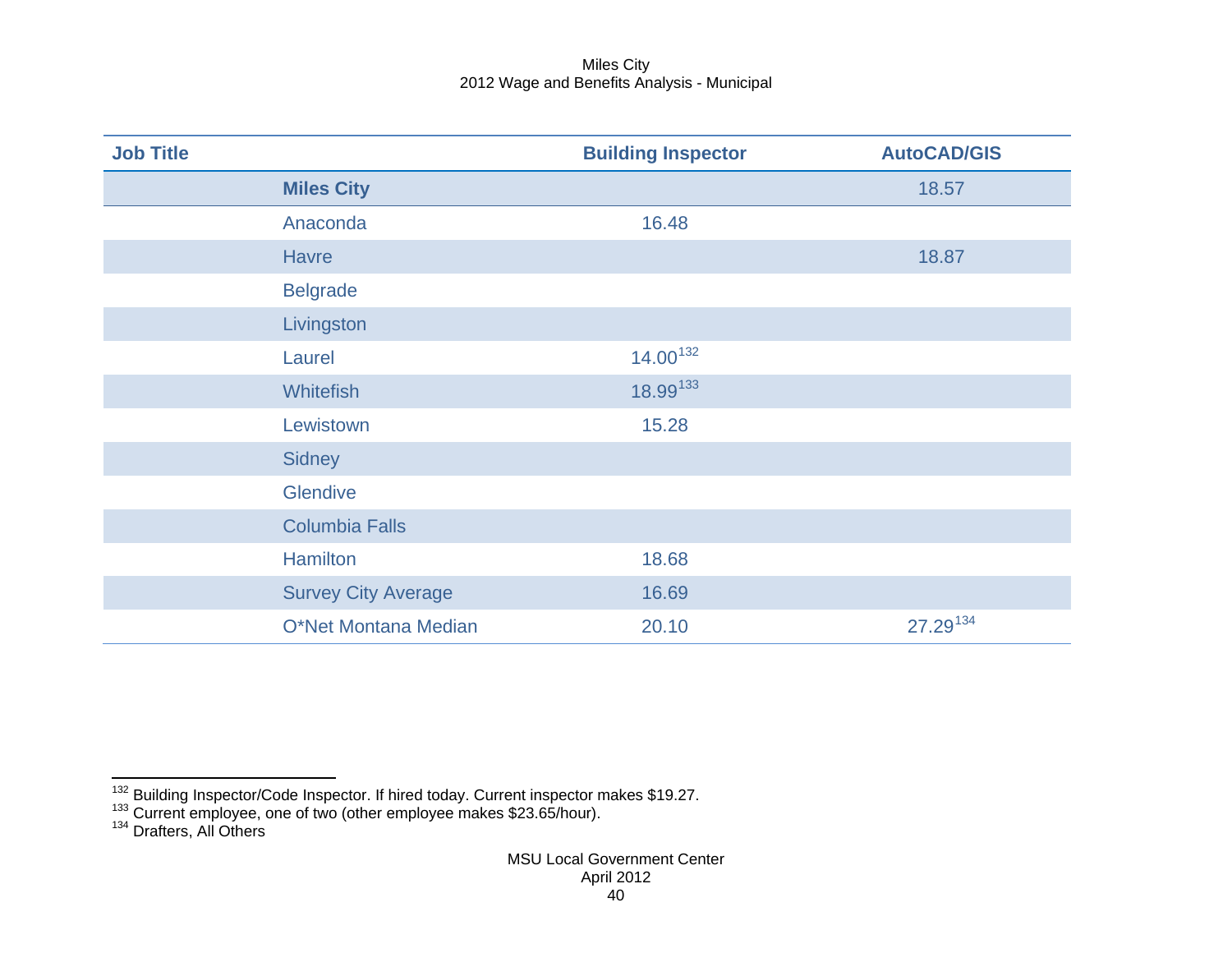Miles City
2012 Wage and Benefits Analysis - Municipal

| Job Title | | Building Inspector | AutoCAD/GIS |
|---|---|---|---|
| | **Miles City** | | 18.57 |
| | Anaconda | 16.48 | |
| | Havre | | 18.87 |
| | Belgrade | | |
| | Livingston | | |
| | Laurel | 14.00[132] | |
| | Whitefish | 18.99[133] | |
| | Lewistown | 15.28 | |
| | Sidney | | |
| | Glendive | | |
| | Columbia Falls | | |
| | Hamilton | 18.68 | |
| | Survey City Average | 16.69 | |
| | O*Net Montana Median | 20.10 | 27.29[134] |

[132] Building Inspector/Code Inspector. If hired today. Current inspector makes $19.27.
[133] Current employee, one of two (other employee makes $23.65/hour).
[134] Drafters, All Others

MSU Local Government Center
April 2012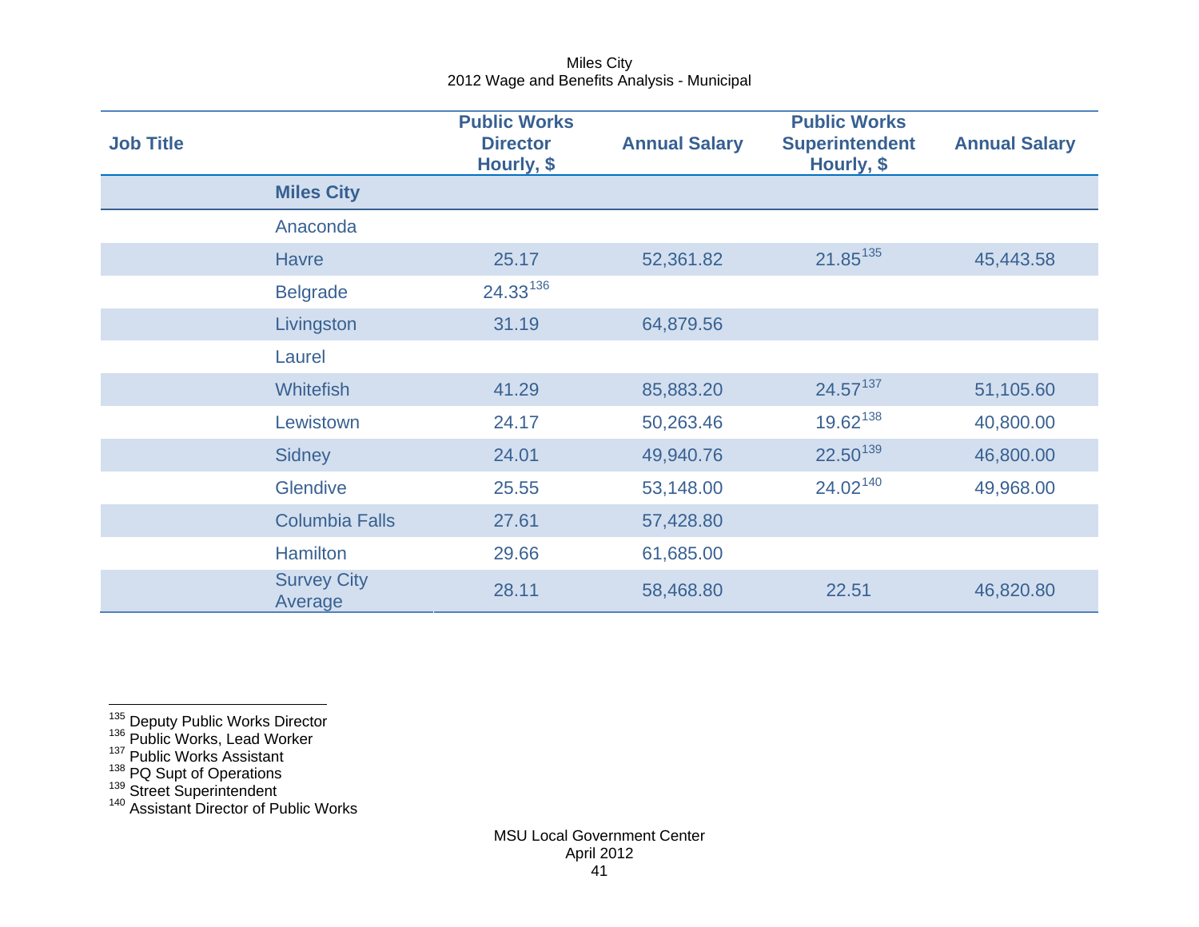Miles City
2012 Wage and Benefits Analysis - Municipal

| Job Title | | Public Works Director Hourly, $ | Annual Salary | Public Works Superintendent Hourly, $ | Annual Salary |
|---|---|---|---|---|---|
| | **Miles City** | | | | |
| | Anaconda | | | | |
| | Havre | 25.17 | 52,361.82 | 21.85[135] | 45,443.58 |
| | Belgrade | 24.33[136] | | | |
| | Livingston | 31.19 | 64,879.56 | | |
| | Laurel | | | | |
| | Whitefish | 41.29 | 85,883.20 | 24.57[137] | 51,105.60 |
| | Lewistown | 24.17 | 50,263.46 | 19.62[138] | 40,800.00 |
| | Sidney | 24.01 | 49,940.76 | 22.50[139] | 46,800.00 |
| | Glendive | 25.55 | 53,148.00 | 24.02[140] | 49,968.00 |
| | Columbia Falls | 27.61 | 57,428.80 | | |
| | Hamilton | 29.66 | 61,685.00 | | |
| | Survey City Average | 28.11 | 58,468.80 | 22.51 | 46,820.80 |

[135] Deputy Public Works Director
[136] Public Works, Lead Worker
[137] Public Works Assistant
[138] PQ Supt of Operations
[139] Street Superintendent
[140] Assistant Director of Public Works

MSU Local Government Center
April 2012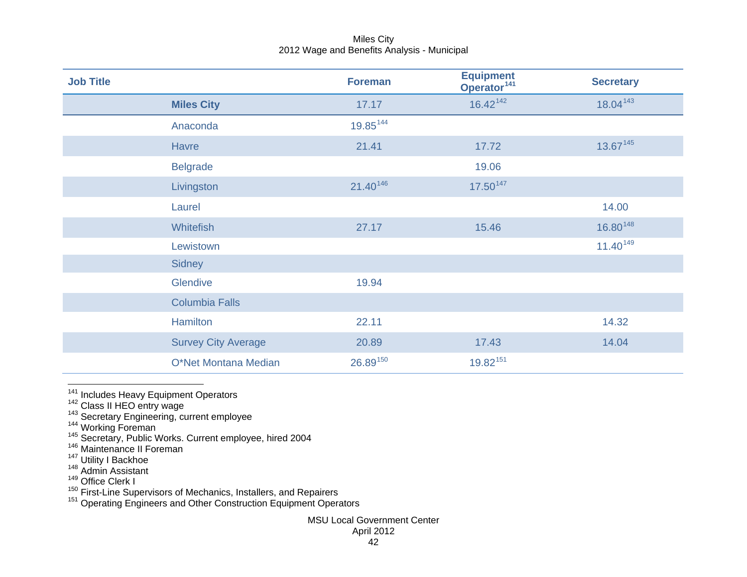Miles City
2012 Wage and Benefits Analysis - Municipal

| Job Title | | Foreman | Equipment Operator[141] | Secretary |
|---|---|---|---|---|
| | **Miles City** | 17.17 | 16.42[142] | 18.04[143] |
| | Anaconda | 19.85[144] | | |
| | Havre | 21.41 | 17.72 | 13.67[145] |
| | Belgrade | | 19.06 | |
| | Livingston | 21.40[146] | 17.50[147] | |
| | Laurel | | | 14.00 |
| | Whitefish | 27.17 | 15.46 | 16.80[148] |
| | Lewistown | | | 11.40[149] |
| | Sidney | | | |
| | Glendive | 19.94 | | |
| | Columbia Falls | | | |
| | Hamilton | 22.11 | | 14.32 |
| | Survey City Average | 20.89 | 17.43 | 14.04 |
| | O*Net Montana Median | 26.89[150] | 19.82[151] | |

[141] Includes Heavy Equipment Operators
[142] Class II HEO entry wage
[143] Secretary Engineering, current employee
[144] Working Foreman
[145] Secretary, Public Works. Current employee, hired 2004
[146] Maintenance II Foreman
[147] Utility I Backhoe
[148] Admin Assistant
[149] Office Clerk I
[150] First-Line Supervisors of Mechanics, Installers, and Repairers
[151] Operating Engineers and Other Construction Equipment Operators

MSU Local Government Center
April 2012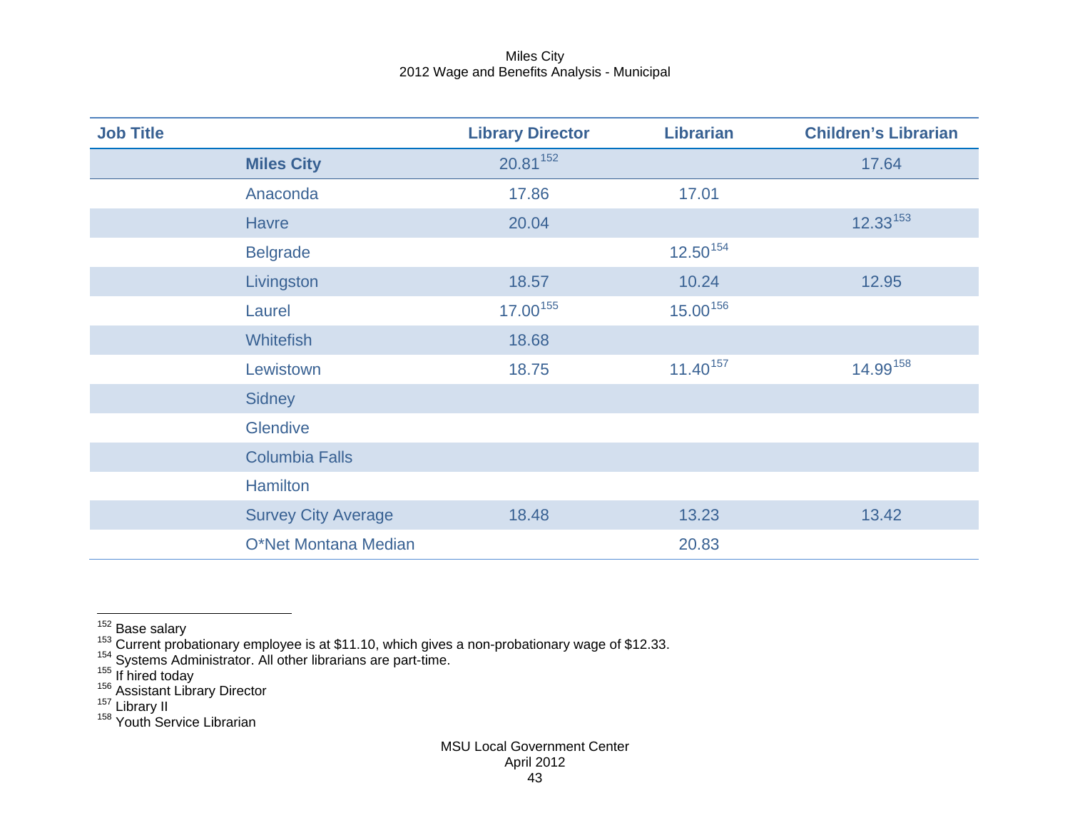Miles City
2012 Wage and Benefits Analysis - Municipal

| Job Title | | Library Director | Librarian | Children's Librarian |
|---|---|---|---|---|
| | **Miles City** | 20.81[152] | | 17.64 |
| | Anaconda | 17.86 | 17.01 | |
| | Havre | 20.04 | | 12.33[153] |
| | Belgrade | | 12.50[154] | |
| | Livingston | 18.57 | 10.24 | 12.95 |
| | Laurel | 17.00[155] | 15.00[156] | |
| | Whitefish | 18.68 | | |
| | Lewistown | 18.75 | 11.40[157] | 14.99[158] |
| | Sidney | | | |
| | Glendive | | | |
| | Columbia Falls | | | |
| | Hamilton | | | |
| | Survey City Average | 18.48 | 13.23 | 13.42 |
| | O*Net Montana Median | | 20.83 | |

[152] Base salary
[153] Current probationary employee is at $11.10, which gives a non-probationary wage of $12.33.
[154] Systems Administrator. All other librarians are part-time.
[155] If hired today
[156] Assistant Library Director
[157] Library II
[158] Youth Service Librarian

MSU Local Government Center
April 2012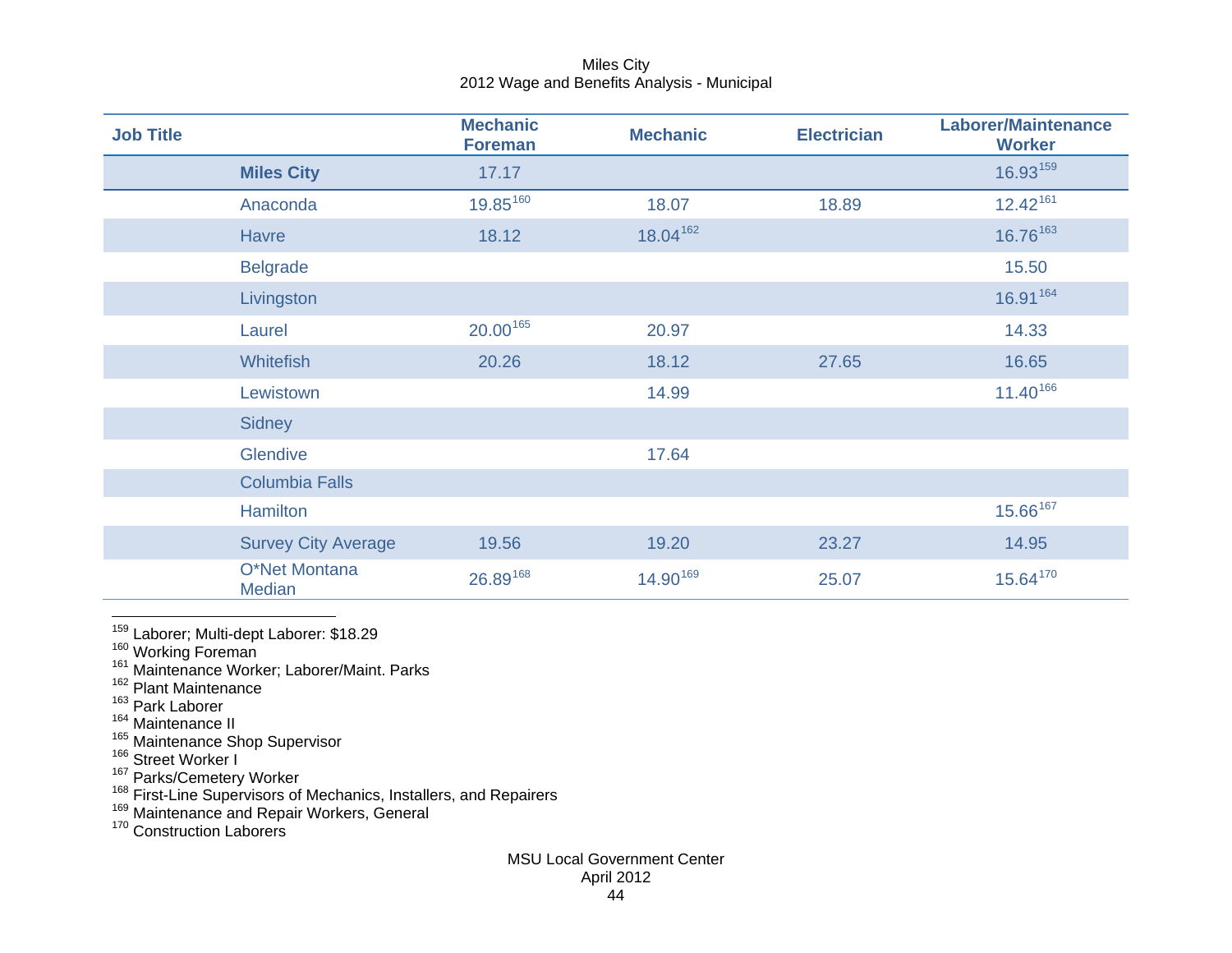Miles City
2012 Wage and Benefits Analysis - Municipal

| Job Title | | Mechanic Foreman | Mechanic | Electrician | Laborer/Maintenance Worker |
|---|---|---|---|---|---|
| | **Miles City** | 17.17 | | | 16.93[159] |
| | Anaconda | 19.85[160] | 18.07 | 18.89 | 12.42[161] |
| | Havre | 18.12 | 18.04[162] | | 16.76[163] |
| | Belgrade | | | | 15.50 |
| | Livingston | | | | 16.91[164] |
| | Laurel | 20.00[165] | 20.97 | | 14.33 |
| | Whitefish | 20.26 | 18.12 | 27.65 | 16.65 |
| | Lewistown | | 14.99 | | 11.40[166] |
| | Sidney | | | | |
| | Glendive | | 17.64 | | |
| | Columbia Falls | | | | |
| | Hamilton | | | | 15.66[167] |
| | Survey City Average | 19.56 | 19.20 | 23.27 | 14.95 |
| | O*Net Montana Median | 26.89[168] | 14.90[169] | 25.07 | 15.64[170] |

[159] Laborer; Multi-dept Laborer: $18.29
[160] Working Foreman
[161] Maintenance Worker; Laborer/Maint. Parks
[162] Plant Maintenance
[163] Park Laborer
[164] Maintenance II
[165] Maintenance Shop Supervisor
[166] Street Worker I
[167] Parks/Cemetery Worker
[168] First-Line Supervisors of Mechanics, Installers, and Repairers
[169] Maintenance and Repair Workers, General
[170] Construction Laborers

MSU Local Government Center
April 2012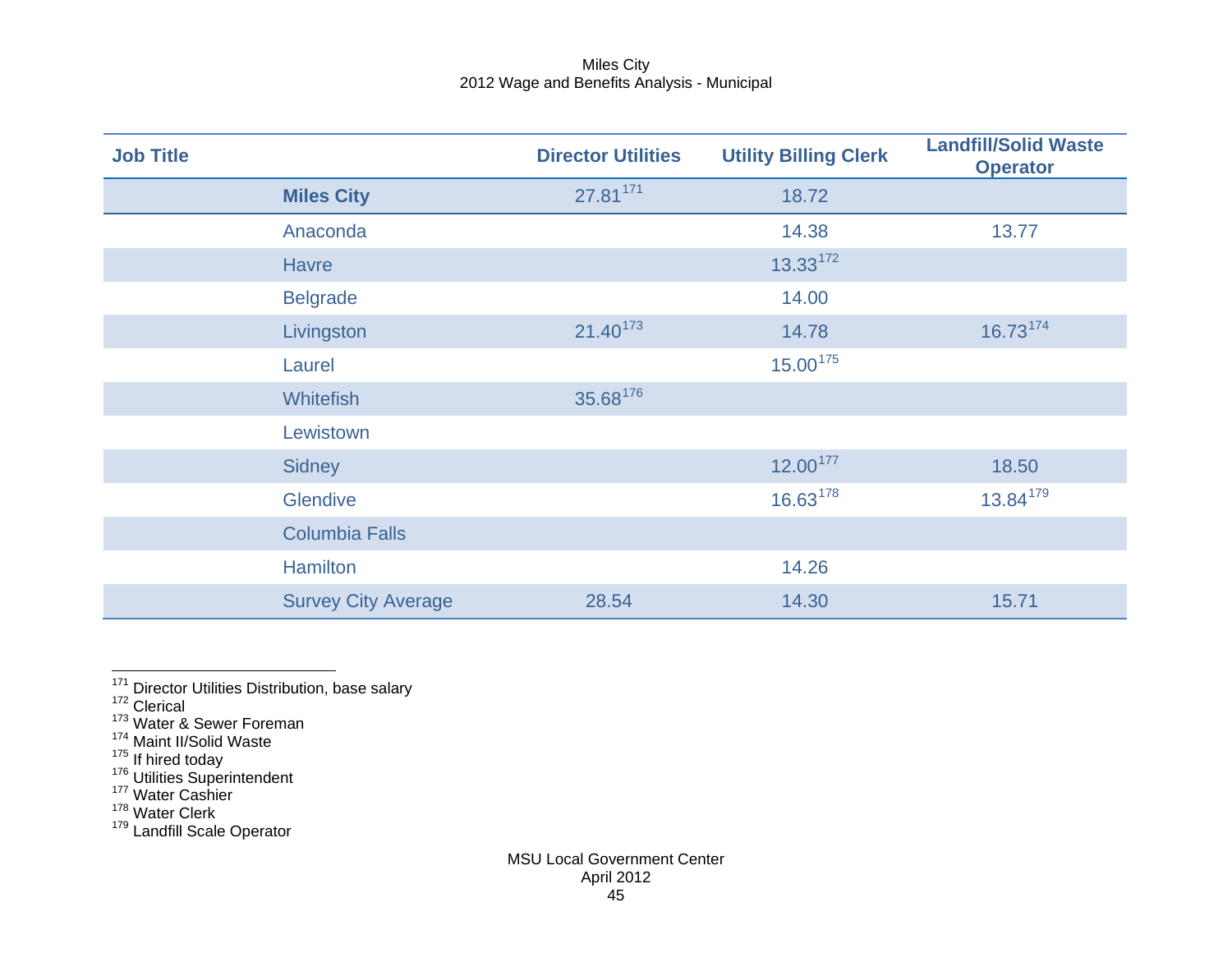Miles City
2012 Wage and Benefits Analysis - Municipal

| Job Title | | Director Utilities | Utility Billing Clerk | Landfill/Solid Waste Operator |
|---|---|---|---|---|
| | **Miles City** | 27.81[171] | 18.72 | |
| | Anaconda | | 14.38 | 13.77 |
| | Havre | | 13.33[172] | |
| | Belgrade | | 14.00 | |
| | Livingston | 21.40[173] | 14.78 | 16.73[174] |
| | Laurel | | 15.00[175] | |
| | Whitefish | 35.68[176] | | |
| | Lewistown | | | |
| | Sidney | | 12.00[177] | 18.50 |
| | Glendive | | 16.63[178] | 13.84[179] |
| | Columbia Falls | | | |
| | Hamilton | | 14.26 | |
| | Survey City Average | 28.54 | 14.30 | 15.71 |

[171] Director Utilities Distribution, base salary
[172] Clerical
[173] Water & Sewer Foreman
[174] Maint II/Solid Waste
[175] If hired today
[176] Utilities Superintendent
[177] Water Cashier
[178] Water Clerk
[179] Landfill Scale Operator

MSU Local Government Center
April 2012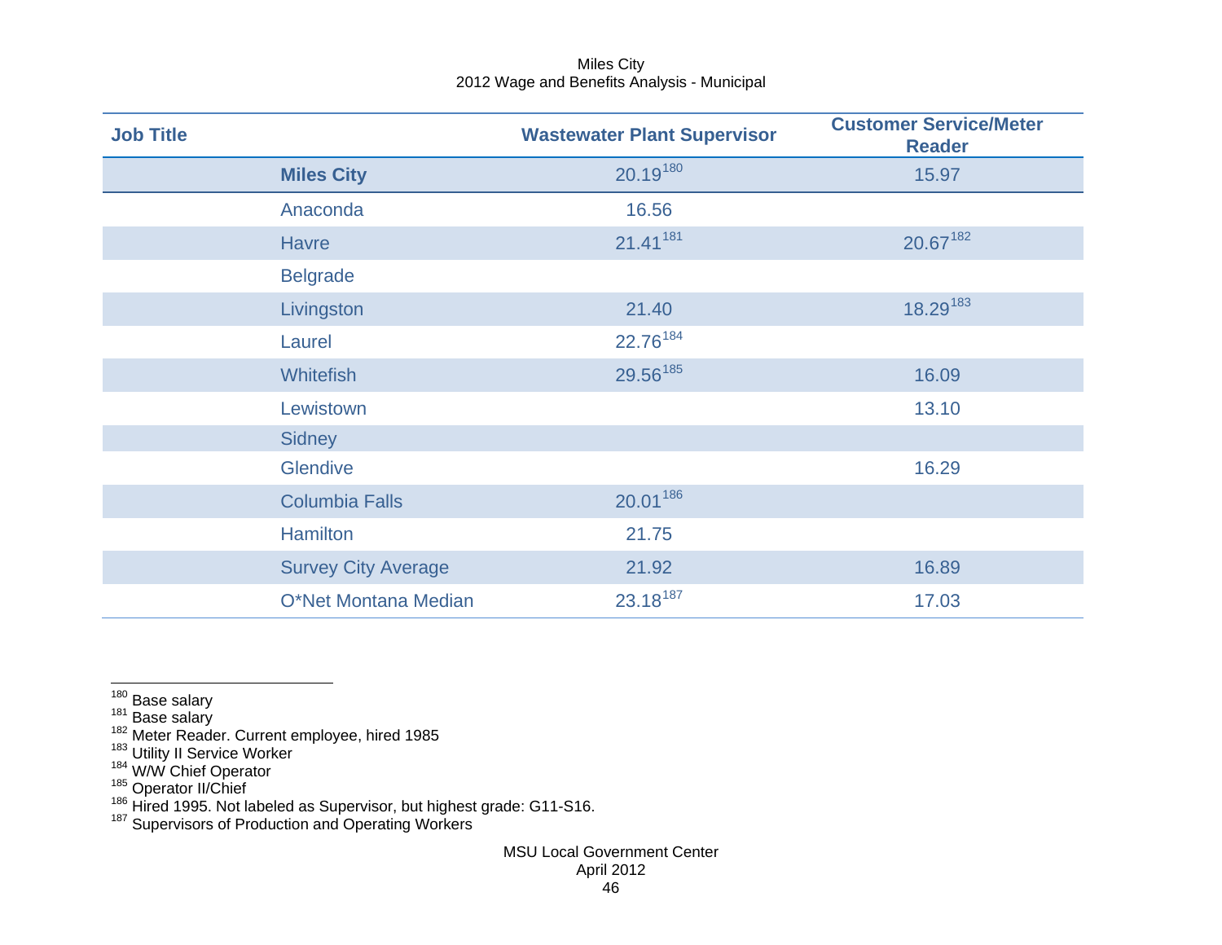Miles City
2012 Wage and Benefits Analysis - Municipal

| Job Title | | Wastewater Plant Supervisor | Customer Service/Meter Reader |
|---|---|---|---|
| | **Miles City** | 20.19[180] | 15.97 |
| | Anaconda | 16.56 | |
| | Havre | 21.41[181] | 20.67[182] |
| | Belgrade | | |
| | Livingston | 21.40 | 18.29[183] |
| | Laurel | 22.76[184] | |
| | Whitefish | 29.56[185] | 16.09 |
| | Lewistown | | 13.10 |
| | Sidney | | |
| | Glendive | | 16.29 |
| | Columbia Falls | 20.01[186] | |
| | Hamilton | 21.75 | |
| | Survey City Average | 21.92 | 16.89 |
| | O*Net Montana Median | 23.18[187] | 17.03 |

[180] Base salary
[181] Base salary
[182] Meter Reader. Current employee, hired 1985
[183] Utility II Service Worker
[184] W/W Chief Operator
[185] Operator II/Chief
[186] Hired 1995. Not labeled as Supervisor, but highest grade: G11-S16.
[187] Supervisors of Production and Operating Workers

MSU Local Government Center
April 2012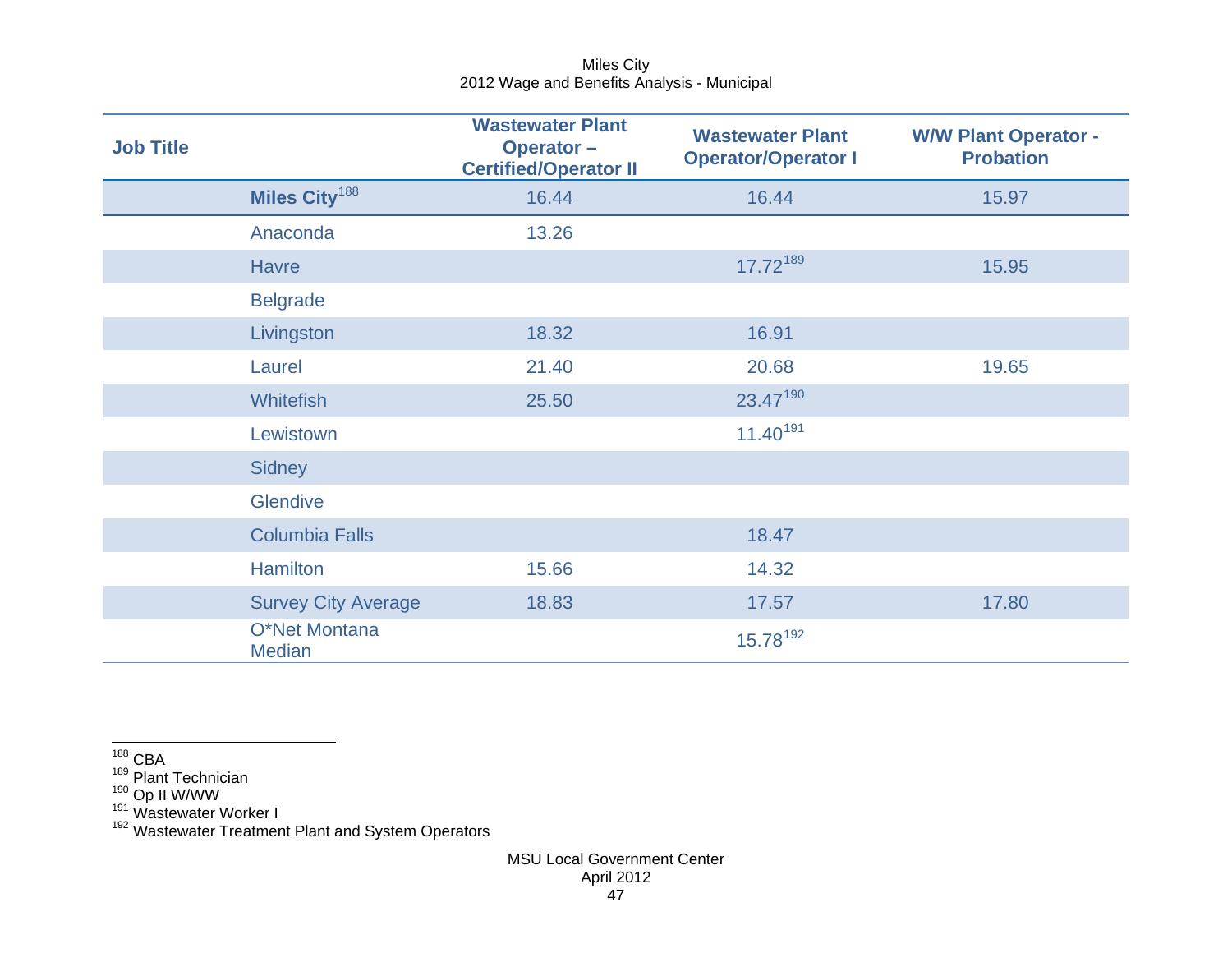Miles City
2012 Wage and Benefits Analysis - Municipal

| Job Title | Wastewater Plant Operator – Certified/Operator II | Wastewater Plant Operator/Operator I | W/W Plant Operator - Probation |
|---|---|---|---|
| **Miles City**[188] | 16.44 | 16.44 | 15.97 |
| Anaconda | 13.26 | | |
| Havre | | 17.72[189] | 15.95 |
| Belgrade | | | |
| Livingston | 18.32 | 16.91 | |
| Laurel | 21.40 | 20.68 | 19.65 |
| Whitefish | 25.50 | 23.47[190] | |
| Lewistown | | 11.40[191] | |
| Sidney | | | |
| Glendive | | | |
| Columbia Falls | | 18.47 | |
| Hamilton | 15.66 | 14.32 | |
| Survey City Average | 18.83 | 17.57 | 17.80 |
| O*Net Montana Median | | 15.78[192] | |

[188] CBA
[189] Plant Technician
[190] Op II W/WW
[191] Wastewater Worker I
[192] Wastewater Treatment Plant and System Operators

MSU Local Government Center
April 2012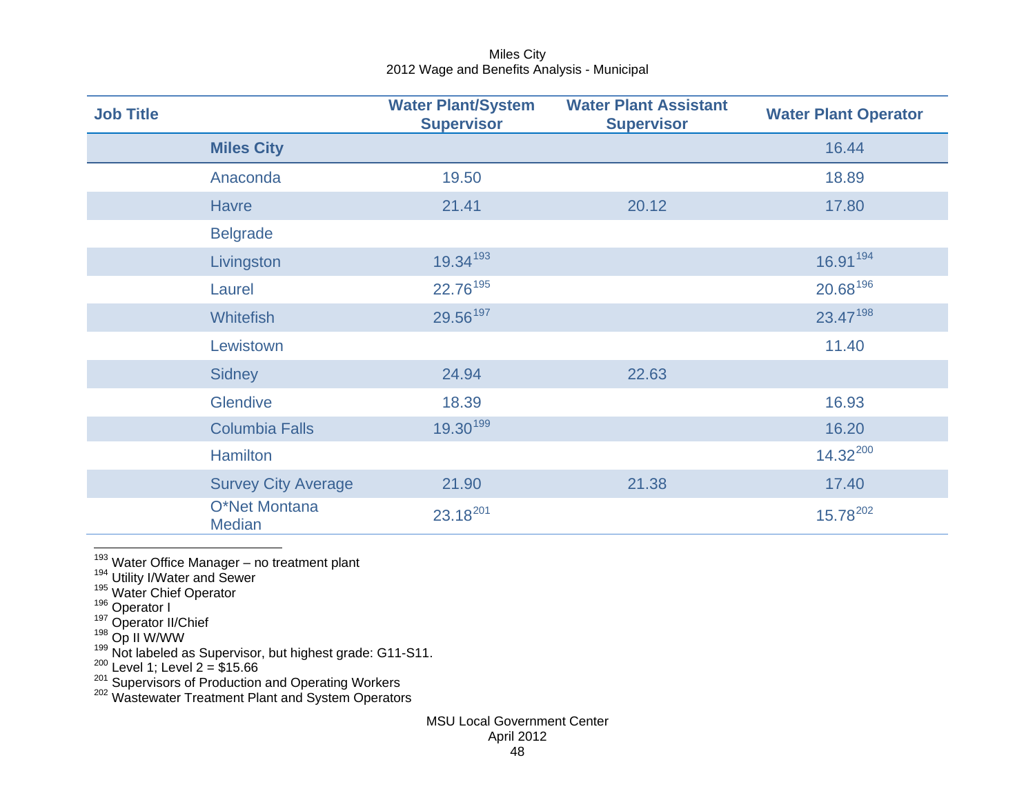Miles City
2012 Wage and Benefits Analysis - Municipal

| Job Title | Water Plant/System Supervisor | Water Plant Assistant Supervisor | Water Plant Operator |
|---|---|---|---|
| **Miles City** | | | 16.44 |
| Anaconda | 19.50 | | 18.89 |
| Havre | 21.41 | 20.12 | 17.80 |
| Belgrade | | | |
| Livingston | 19.34[193] | | 16.91[194] |
| Laurel | 22.76[195] | | 20.68[196] |
| Whitefish | 29.56[197] | | 23.47[198] |
| Lewistown | | | 11.40 |
| Sidney | 24.94 | 22.63 | |
| Glendive | 18.39 | | 16.93 |
| Columbia Falls | 19.30[199] | | 16.20 |
| Hamilton | | | 14.32[200] |
| Survey City Average | 21.90 | 21.38 | 17.40 |
| O*Net Montana Median | 23.18[201] | | 15.78[202] |

[193] Water Office Manager – no treatment plant
[194] Utility I/Water and Sewer
[195] Water Chief Operator
[196] Operator I
[197] Operator II/Chief
[198] Op II W/WW
[199] Not labeled as Supervisor, but highest grade: G11-S11.
[200] Level 1; Level 2 = $15.66
[201] Supervisors of Production and Operating Workers
[202] Wastewater Treatment Plant and System Operators

MSU Local Government Center
April 2012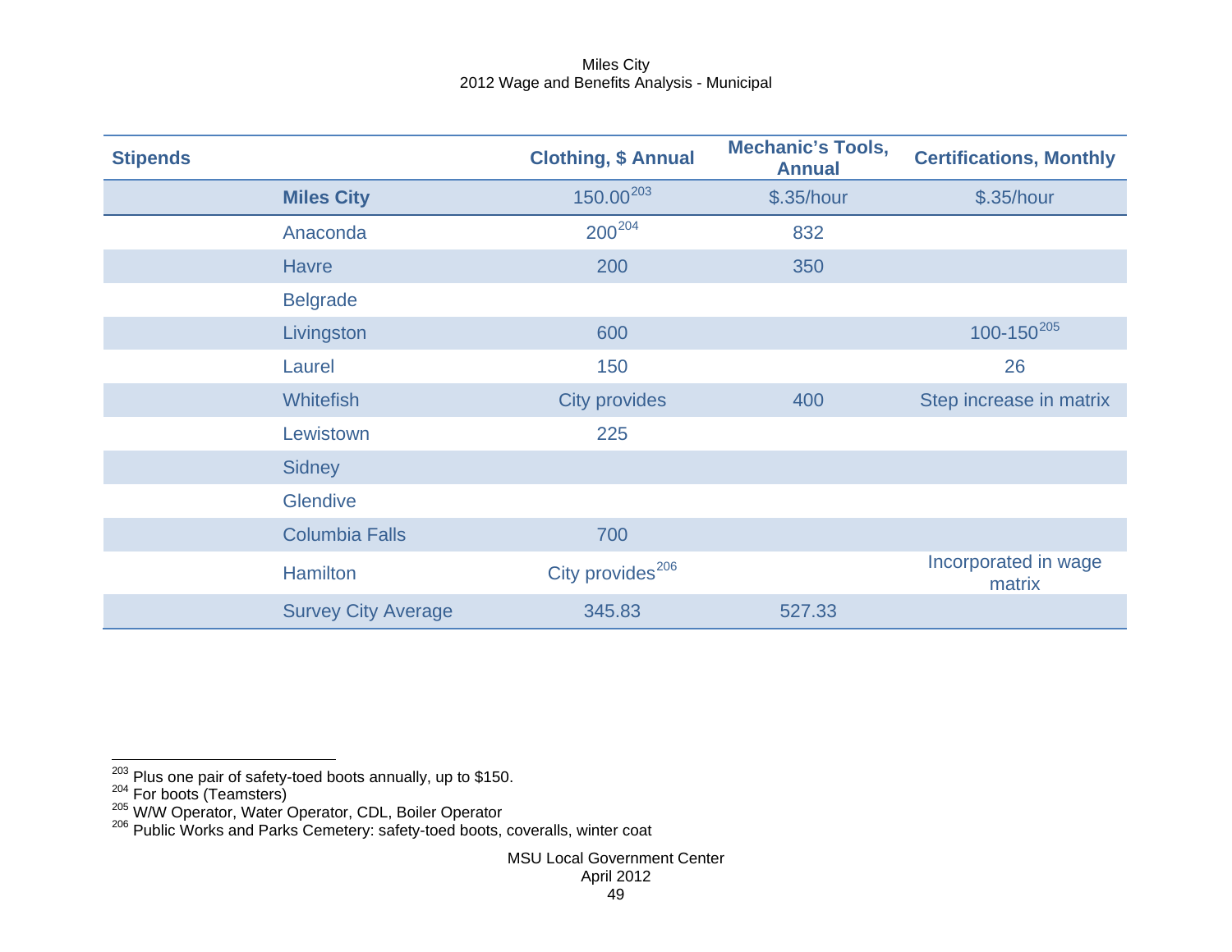| Stipends | | Clothing, $ Annual | Mechanic's Tools, Annual | Certifications, Monthly |
|---|---|---|---|---|
| | **Miles City** | 150.00[203] | $.35/hour | $.35/hour |
| | Anaconda | 200[204] | 832 | |
| | Havre | 200 | 350 | |
| | Belgrade | | | |
| | Livingston | 600 | | 100-150[205] |
| | Laurel | 150 | | 26 |
| | Whitefish | City provides | 400 | Step increase in matrix |
| | Lewistown | 225 | | |
| | Sidney | | | |
| | Glendive | | | |
| | Columbia Falls | 700 | | |
| | Hamilton | City provides[206] | | Incorporated in wage matrix |
| | Survey City Average | 345.83 | 527.33 | |

[203] Plus one pair of safety-toed boots annually, up to $150.
[204] For boots (Teamsters)
[205] W/W Operator, Water Operator, CDL, Boiler Operator
[206] Public Works and Parks Cemetery: safety-toed boots, coveralls, winter coat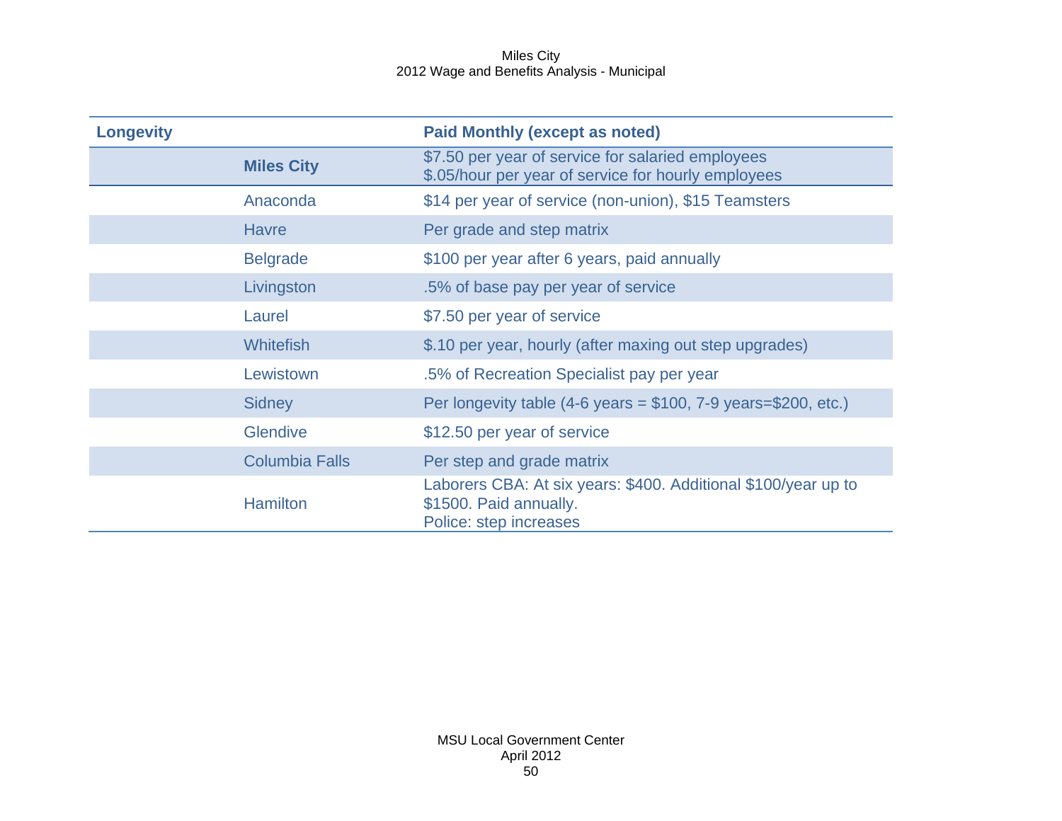| Longevity | | Paid Monthly (except as noted) |
|---|---|---|
| | **Miles City** | $7.50 per year of service for salaried employees<br>$.05/hour per year of service for hourly employees |
| | Anaconda | $14 per year of service (non-union), $15 Teamsters |
| | Havre | Per grade and step matrix |
| | Belgrade | $100 per year after 6 years, paid annually |
| | Livingston | .5% of base pay per year of service |
| | Laurel | $7.50 per year of service |
| | Whitefish | $.10 per year, hourly (after maxing out step upgrades) |
| | Lewistown | .5% of Recreation Specialist pay per year |
| | Sidney | Per longevity table (4-6 years = $100, 7-9 years=$200, etc.) |
| | Glendive | $12.50 per year of service |
| | Columbia Falls | Per step and grade matrix |
| | Hamilton | Laborers CBA: At six years: $400. Additional $100/year up to $1500. Paid annually.<br>Police: step increases |